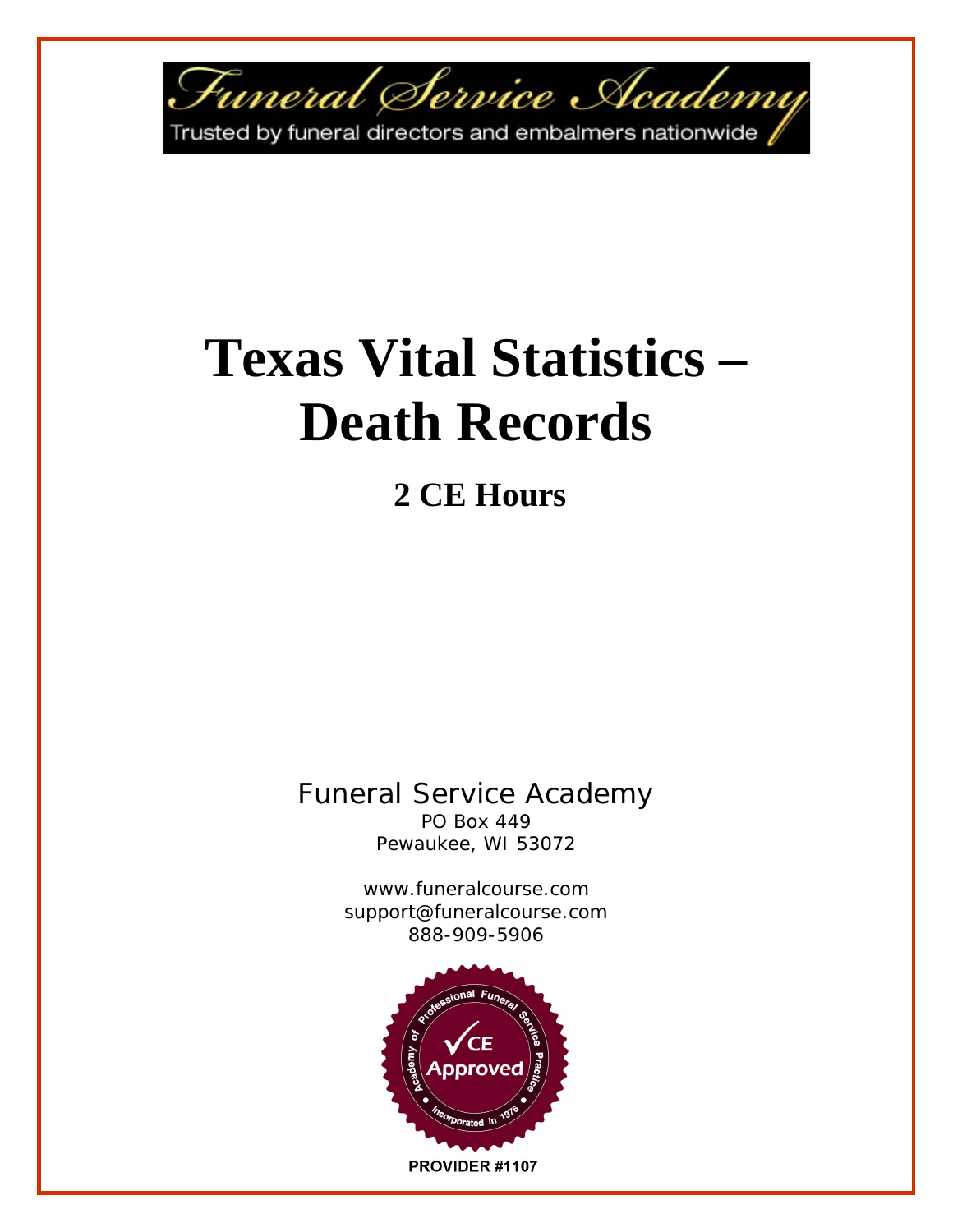Funeral Service Academy

Trusted by funeral directors and embalmers nationwide

# Texas Vital Statistics – Death Records

## 2 CE Hours

Funeral Service Academy
PO Box 449
Pewaukee, WI 53072

www.funeralcourse.com
support@funeralcourse.com
888-909-5906

Academy of Professional Funeral Service Practice
CE Approved
Incorporated in 1976

**PROVIDER #1107**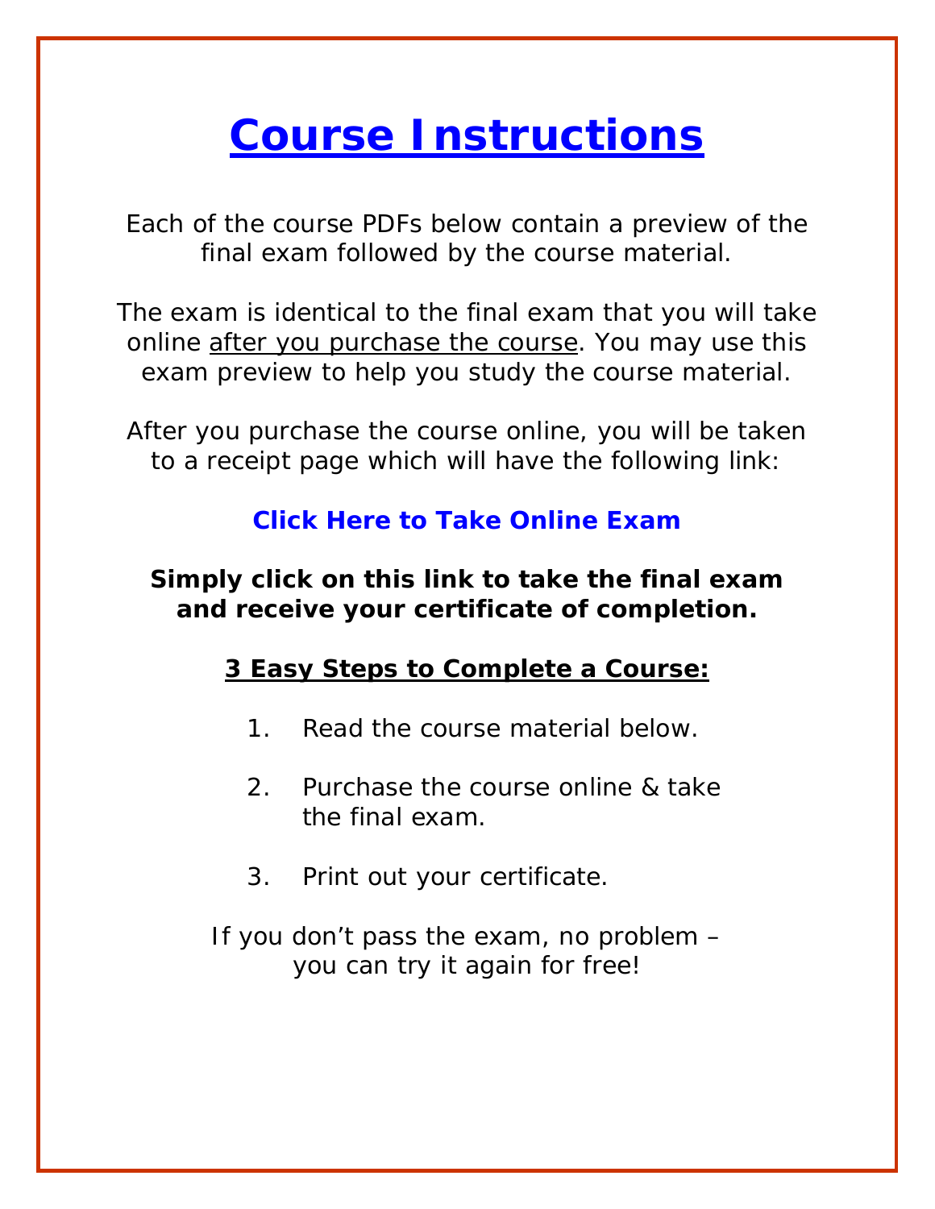# Course Instructions

Each of the course PDFs below contain a preview of the final exam followed by the course material.

The exam is identical to the final exam that you will take online after you purchase the course. You may use this exam preview to help you study the course material.

After you purchase the course online, you will be taken to a receipt page which will have the following link:

**Click Here to Take Online Exam**

**Simply click on this link to take the final exam and receive your certificate of completion.**

**3 Easy Steps to Complete a Course:**

1. Read the course material below.
2. Purchase the course online & take the final exam.
3. Print out your certificate.

If you don't pass the exam, no problem – you can try it again for free!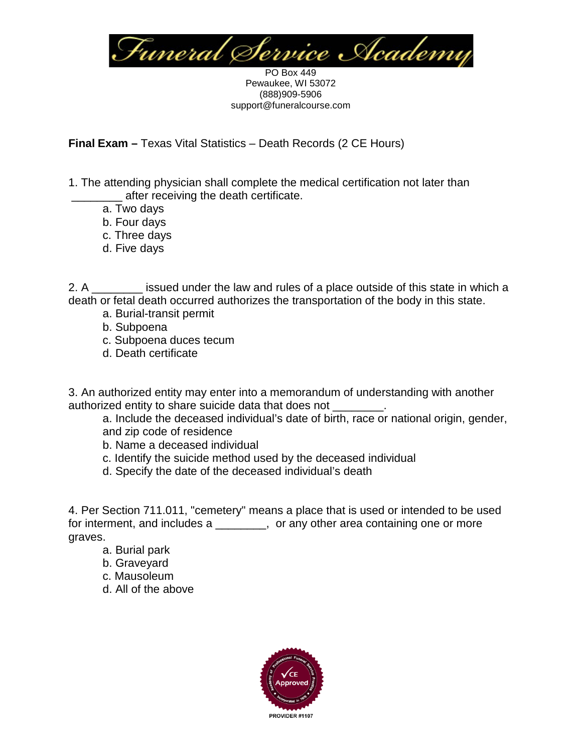Funeral Service Academy

PO Box 449
Pewaukee, WI 53072
(888)909-5906
support@funeralcourse.com

**Final Exam –** Texas Vital Statistics – Death Records (2 CE Hours)

1. The attending physician shall complete the medical certification not later than ________ after receiving the death certificate.
   a. Two days
   b. Four days
   c. Three days
   d. Five days

2. A ________ issued under the law and rules of a place outside of this state in which a death or fetal death occurred authorizes the transportation of the body in this state.
   a. Burial-transit permit
   b. Subpoena
   c. Subpoena duces tecum
   d. Death certificate

3. An authorized entity may enter into a memorandum of understanding with another authorized entity to share suicide data that does not ________.
   a. Include the deceased individual's date of birth, race or national origin, gender, and zip code of residence
   b. Name a deceased individual
   c. Identify the suicide method used by the deceased individual
   d. Specify the date of the deceased individual's death

4. Per Section 711.011, "cemetery" means a place that is used or intended to be used for interment, and includes a ________, or any other area containing one or more graves.
   a. Burial park
   b. Graveyard
   c. Mausoleum
   d. All of the above

PROVIDER #1107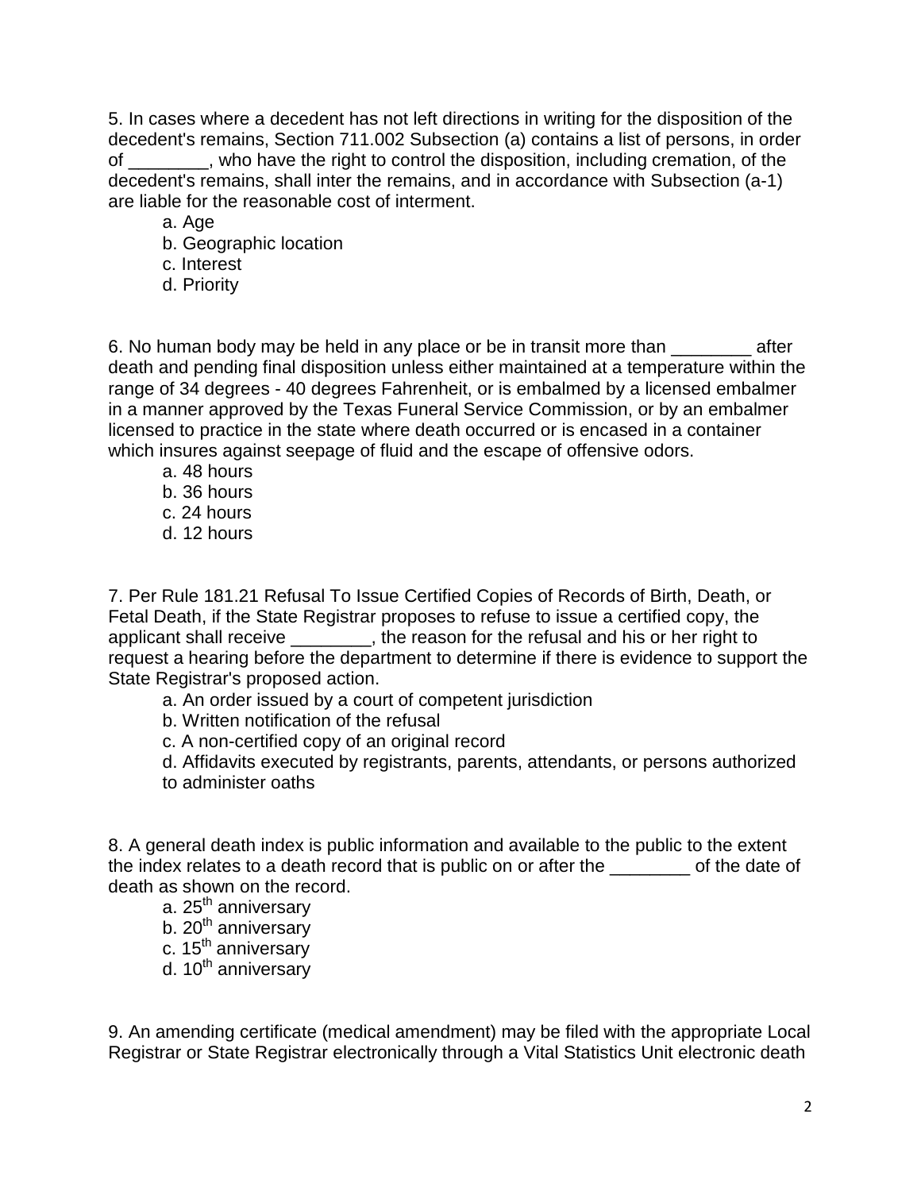5. In cases where a decedent has not left directions in writing for the disposition of the decedent's remains, Section 711.002 Subsection (a) contains a list of persons, in order of ________, who have the right to control the disposition, including cremation, of the decedent's remains, shall inter the remains, and in accordance with Subsection (a-1) are liable for the reasonable cost of interment.

a. Age
b. Geographic location
c. Interest
d. Priority

6. No human body may be held in any place or be in transit more than ________ after death and pending final disposition unless either maintained at a temperature within the range of 34 degrees - 40 degrees Fahrenheit, or is embalmed by a licensed embalmer in a manner approved by the Texas Funeral Service Commission, or by an embalmer licensed to practice in the state where death occurred or is encased in a container which insures against seepage of fluid and the escape of offensive odors.

a. 48 hours
b. 36 hours
c. 24 hours
d. 12 hours

7. Per Rule 181.21 Refusal To Issue Certified Copies of Records of Birth, Death, or Fetal Death, if the State Registrar proposes to refuse to issue a certified copy, the applicant shall receive ________, the reason for the refusal and his or her right to request a hearing before the department to determine if there is evidence to support the State Registrar's proposed action.

a. An order issued by a court of competent jurisdiction
b. Written notification of the refusal
c. A non-certified copy of an original record
d. Affidavits executed by registrants, parents, attendants, or persons authorized to administer oaths

8. A general death index is public information and available to the public to the extent the index relates to a death record that is public on or after the ________ of the date of death as shown on the record.

a. 25th anniversary
b. 20th anniversary
c. 15th anniversary
d. 10th anniversary

9. An amending certificate (medical amendment) may be filed with the appropriate Local Registrar or State Registrar electronically through a Vital Statistics Unit electronic death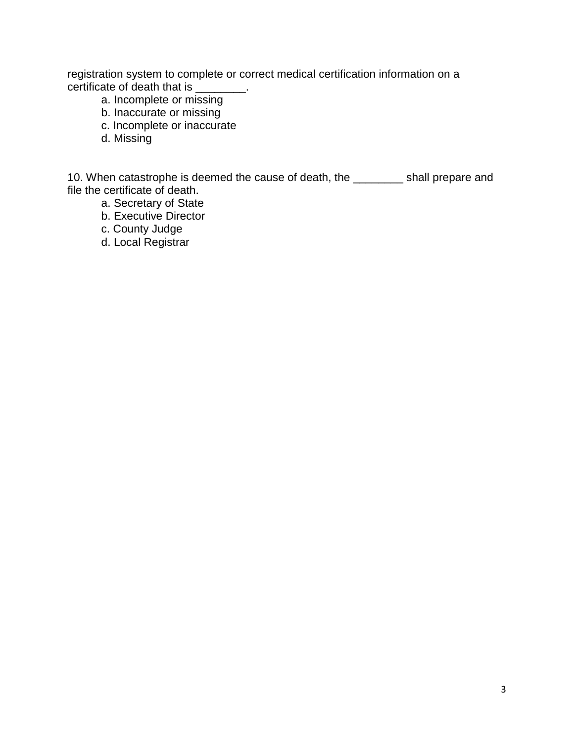registration system to complete or correct medical certification information on a certificate of death that is ________.

- a. Incomplete or missing
- b. Inaccurate or missing
- c. Incomplete or inaccurate
- d. Missing

10. When catastrophe is deemed the cause of death, the ________ shall prepare and file the certificate of death.

- a. Secretary of State
- b. Executive Director
- c. County Judge
- d. Local Registrar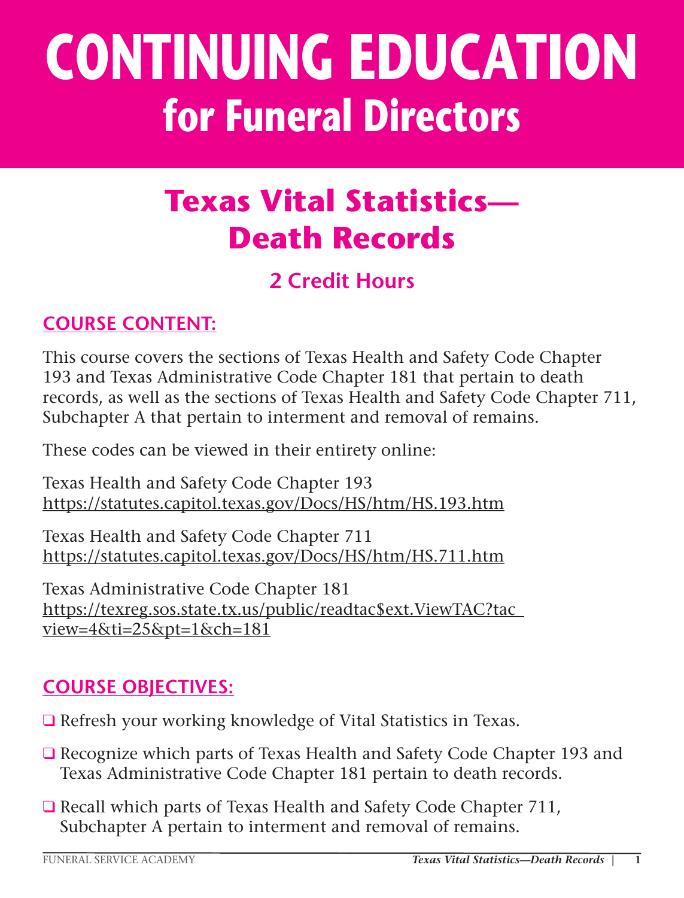# CONTINUING EDUCATION

## for Funeral Directors

# Texas Vital Statistics— Death Records

### 2 Credit Hours

## COURSE CONTENT:

This course covers the sections of Texas Health and Safety Code Chapter 193 and Texas Administrative Code Chapter 181 that pertain to death records, as well as the sections of Texas Health and Safety Code Chapter 711, Subchapter A that pertain to interment and removal of remains.

These codes can be viewed in their entirety online:

Texas Health and Safety Code Chapter 193
https://statutes.capitol.texas.gov/Docs/HS/htm/HS.193.htm

Texas Health and Safety Code Chapter 711
https://statutes.capitol.texas.gov/Docs/HS/htm/HS.711.htm

Texas Administrative Code Chapter 181
https://texreg.sos.state.tx.us/public/readtac$ext.ViewTAC?tac_view=4&ti=25&pt=1&ch=181

## COURSE OBJECTIVES:

- ❑ Refresh your working knowledge of Vital Statistics in Texas.
- ❑ Recognize which parts of Texas Health and Safety Code Chapter 193 and Texas Administrative Code Chapter 181 pertain to death records.
- ❑ Recall which parts of Texas Health and Safety Code Chapter 711, Subchapter A pertain to interment and removal of remains.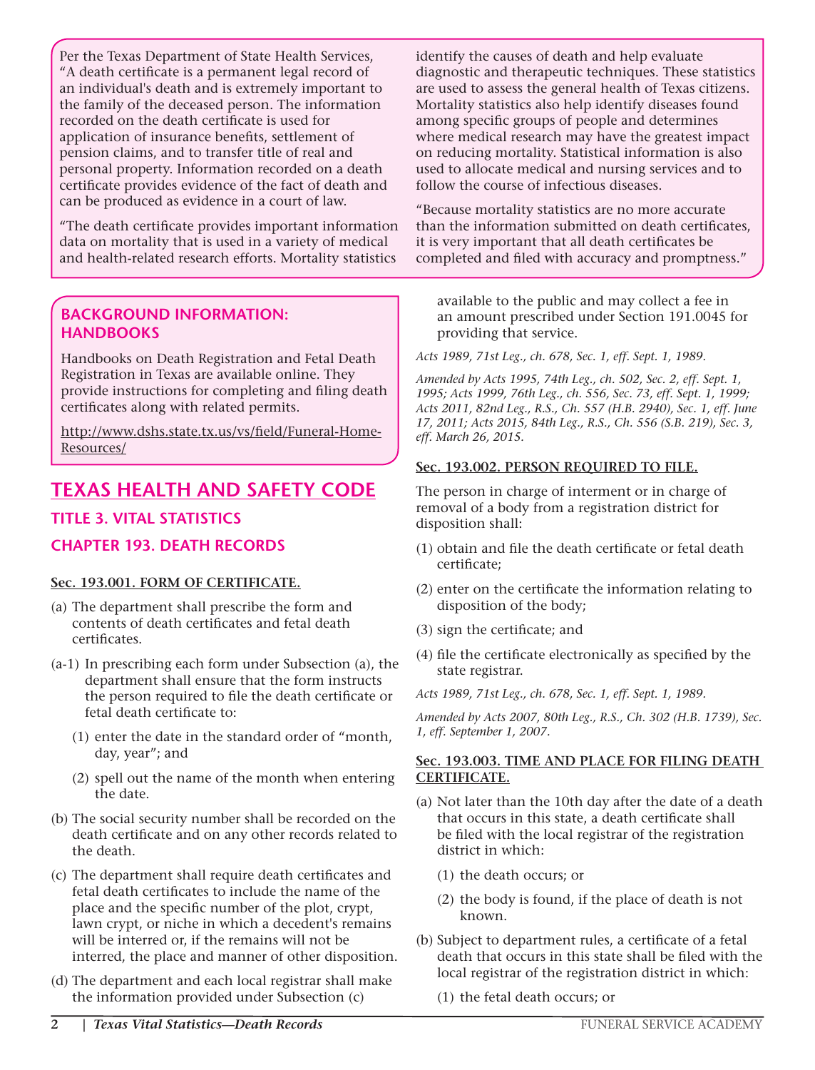Per the Texas Department of State Health Services, "A death certificate is a permanent legal record of an individual's death and is extremely important to the family of the deceased person. The information recorded on the death certificate is used for application of insurance benefits, settlement of pension claims, and to transfer title of real and personal property. Information recorded on a death certificate provides evidence of the fact of death and can be produced as evidence in a court of law.

"The death certificate provides important information data on mortality that is used in a variety of medical and health-related research efforts. Mortality statistics identify the causes of death and help evaluate diagnostic and therapeutic techniques. These statistics are used to assess the general health of Texas citizens. Mortality statistics also help identify diseases found among specific groups of people and determines where medical research may have the greatest impact on reducing mortality. Statistical information is also used to allocate medical and nursing services and to follow the course of infectious diseases.

"Because mortality statistics are no more accurate than the information submitted on death certificates, it is very important that all death certificates be completed and filed with accuracy and promptness."

### BACKGROUND INFORMATION: HANDBOOKS

Handbooks on Death Registration and Fetal Death Registration in Texas are available online. They provide instructions for completing and filing death certificates along with related permits.

http://www.dshs.state.tx.us/vs/field/Funeral-Home-Resources/

# TEXAS HEALTH AND SAFETY CODE

## TITLE 3. VITAL STATISTICS

## CHAPTER 193. DEATH RECORDS

**Sec. 193.001. FORM OF CERTIFICATE.**

(a) The department shall prescribe the form and contents of death certificates and fetal death certificates.

(a-1) In prescribing each form under Subsection (a), the department shall ensure that the form instructs the person required to file the death certificate or fetal death certificate to:

(1) enter the date in the standard order of "month, day, year"; and

(2) spell out the name of the month when entering the date.

(b) The social security number shall be recorded on the death certificate and on any other records related to the death.

(c) The department shall require death certificates and fetal death certificates to include the name of the place and the specific number of the plot, crypt, lawn crypt, or niche in which a decedent's remains will be interred or, if the remains will not be interred, the place and manner of other disposition.

(d) The department and each local registrar shall make the information provided under Subsection (c) available to the public and may collect a fee in an amount prescribed under Section 191.0045 for providing that service.

*Acts 1989, 71st Leg., ch. 678, Sec. 1, eff. Sept. 1, 1989.*

*Amended by Acts 1995, 74th Leg., ch. 502, Sec. 2, eff. Sept. 1, 1995; Acts 1999, 76th Leg., ch. 556, Sec. 73, eff. Sept. 1, 1999; Acts 2011, 82nd Leg., R.S., Ch. 557 (H.B. 2940), Sec. 1, eff. June 17, 2011; Acts 2015, 84th Leg., R.S., Ch. 556 (S.B. 219), Sec. 3, eff. March 26, 2015.*

**Sec. 193.002. PERSON REQUIRED TO FILE.**

The person in charge of interment or in charge of removal of a body from a registration district for disposition shall:

(1) obtain and file the death certificate or fetal death certificate;

(2) enter on the certificate the information relating to disposition of the body;

(3) sign the certificate; and

(4) file the certificate electronically as specified by the state registrar.

*Acts 1989, 71st Leg., ch. 678, Sec. 1, eff. Sept. 1, 1989.*

*Amended by Acts 2007, 80th Leg., R.S., Ch. 302 (H.B. 1739), Sec. 1, eff. September 1, 2007.*

**Sec. 193.003. TIME AND PLACE FOR FILING DEATH CERTIFICATE.**

(a) Not later than the 10th day after the date of a death that occurs in this state, a death certificate shall be filed with the local registrar of the registration district in which:

(1) the death occurs; or

(2) the body is found, if the place of death is not known.

(b) Subject to department rules, a certificate of a fetal death that occurs in this state shall be filed with the local registrar of the registration district in which:

(1) the fetal death occurs; or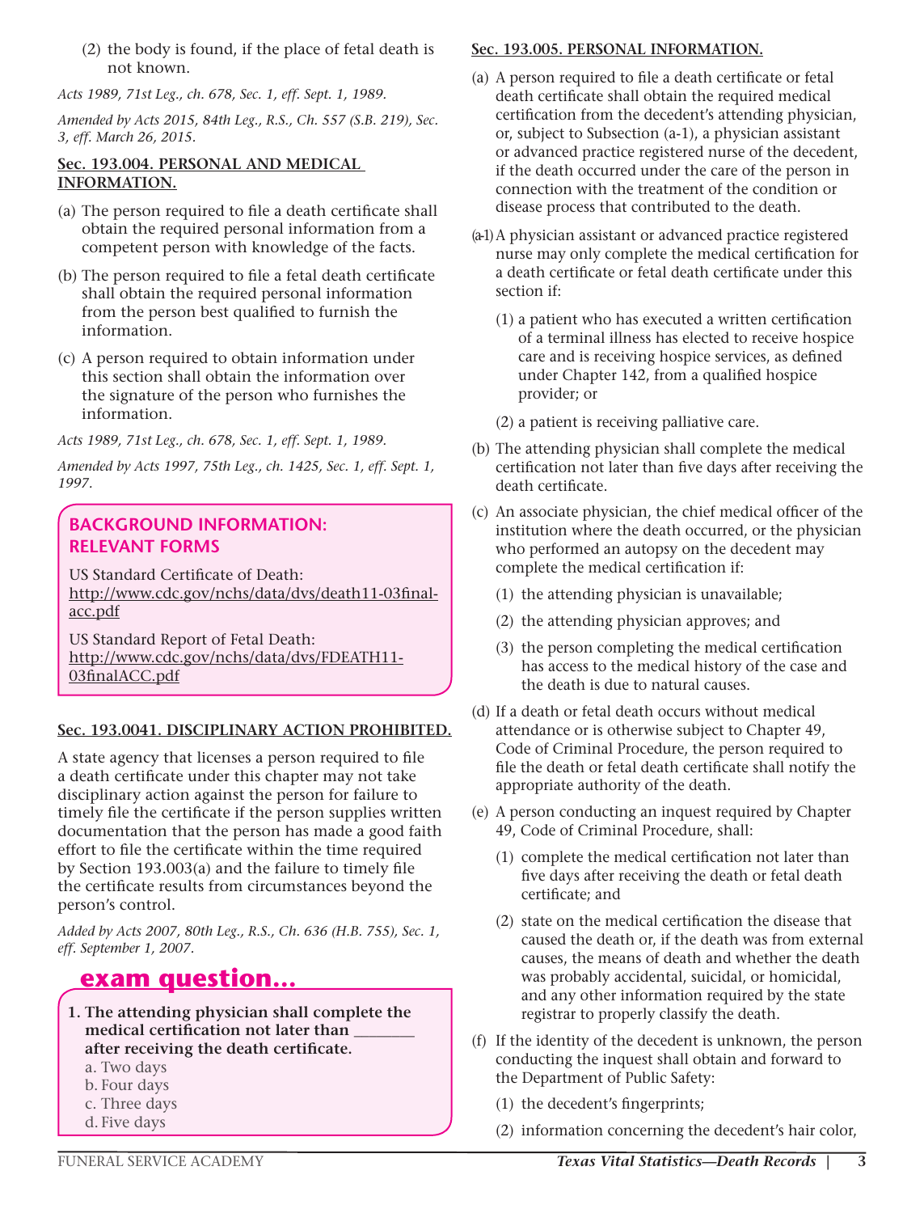(2) the body is found, if the place of fetal death is not known.

*Acts 1989, 71st Leg., ch. 678, Sec. 1, eff. Sept. 1, 1989.*

*Amended by Acts 2015, 84th Leg., R.S., Ch. 557 (S.B. 219), Sec. 3, eff. March 26, 2015.*

**Sec. 193.004. PERSONAL AND MEDICAL INFORMATION.**

(a) The person required to file a death certificate shall obtain the required personal information from a competent person with knowledge of the facts.

(b) The person required to file a fetal death certificate shall obtain the required personal information from the person best qualified to furnish the information.

(c) A person required to obtain information under this section shall obtain the information over the signature of the person who furnishes the information.

*Acts 1989, 71st Leg., ch. 678, Sec. 1, eff. Sept. 1, 1989.*

*Amended by Acts 1997, 75th Leg., ch. 1425, Sec. 1, eff. Sept. 1, 1997.*

**BACKGROUND INFORMATION: RELEVANT FORMS**

US Standard Certificate of Death: http://www.cdc.gov/nchs/data/dvs/death11-03final-acc.pdf

US Standard Report of Fetal Death: http://www.cdc.gov/nchs/data/dvs/FDEATH11-03finalACC.pdf

**Sec. 193.0041. DISCIPLINARY ACTION PROHIBITED.**

A state agency that licenses a person required to file a death certificate under this chapter may not take disciplinary action against the person for failure to timely file the certificate if the person supplies written documentation that the person has made a good faith effort to file the certificate within the time required by Section 193.003(a) and the failure to timely file the certificate results from circumstances beyond the person's control.

*Added by Acts 2007, 80th Leg., R.S., Ch. 636 (H.B. 755), Sec. 1, eff. September 1, 2007.*

**exam question...**

**1. The attending physician shall complete the medical certification not later than _______ after receiving the death certificate.**

a. Two days
b. Four days
c. Three days
d. Five days

**Sec. 193.005. PERSONAL INFORMATION.**

(a) A person required to file a death certificate or fetal death certificate shall obtain the required medical certification from the decedent's attending physician, or, subject to Subsection (a-1), a physician assistant or advanced practice registered nurse of the decedent, if the death occurred under the care of the person in connection with the treatment of the condition or disease process that contributed to the death.

(a-1) A physician assistant or advanced practice registered nurse may only complete the medical certification for a death certificate or fetal death certificate under this section if:

(1) a patient who has executed a written certification of a terminal illness has elected to receive hospice care and is receiving hospice services, as defined under Chapter 142, from a qualified hospice provider; or

(2) a patient is receiving palliative care.

(b) The attending physician shall complete the medical certification not later than five days after receiving the death certificate.

(c) An associate physician, the chief medical officer of the institution where the death occurred, or the physician who performed an autopsy on the decedent may complete the medical certification if:

(1) the attending physician is unavailable;

(2) the attending physician approves; and

(3) the person completing the medical certification has access to the medical history of the case and the death is due to natural causes.

(d) If a death or fetal death occurs without medical attendance or is otherwise subject to Chapter 49, Code of Criminal Procedure, the person required to file the death or fetal death certificate shall notify the appropriate authority of the death.

(e) A person conducting an inquest required by Chapter 49, Code of Criminal Procedure, shall:

(1) complete the medical certification not later than five days after receiving the death or fetal death certificate; and

(2) state on the medical certification the disease that caused the death or, if the death was from external causes, the means of death and whether the death was probably accidental, suicidal, or homicidal, and any other information required by the state registrar to properly classify the death.

(f) If the identity of the decedent is unknown, the person conducting the inquest shall obtain and forward to the Department of Public Safety:

(1) the decedent's fingerprints;

(2) information concerning the decedent's hair color,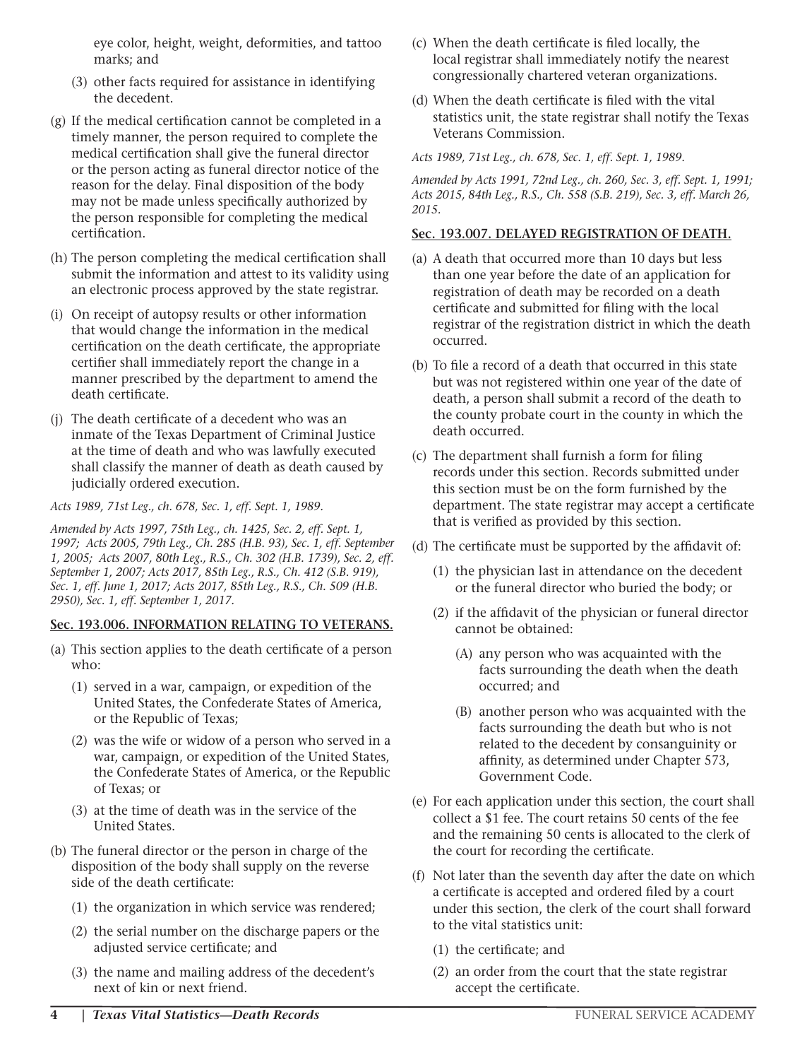eye color, height, weight, deformities, and tattoo marks; and

(3) other facts required for assistance in identifying the decedent.

(g) If the medical certification cannot be completed in a timely manner, the person required to complete the medical certification shall give the funeral director or the person acting as funeral director notice of the reason for the delay. Final disposition of the body may not be made unless specifically authorized by the person responsible for completing the medical certification.

(h) The person completing the medical certification shall submit the information and attest to its validity using an electronic process approved by the state registrar.

(i) On receipt of autopsy results or other information that would change the information in the medical certification on the death certificate, the appropriate certifier shall immediately report the change in a manner prescribed by the department to amend the death certificate.

(j) The death certificate of a decedent who was an inmate of the Texas Department of Criminal Justice at the time of death and who was lawfully executed shall classify the manner of death as death caused by judicially ordered execution.

*Acts 1989, 71st Leg., ch. 678, Sec. 1, eff. Sept. 1, 1989.*

*Amended by Acts 1997, 75th Leg., ch. 1425, Sec. 2, eff. Sept. 1, 1997; Acts 2005, 79th Leg., Ch. 285 (H.B. 93), Sec. 1, eff. September 1, 2005; Acts 2007, 80th Leg., R.S., Ch. 302 (H.B. 1739), Sec. 2, eff. September 1, 2007; Acts 2017, 85th Leg., R.S., Ch. 412 (S.B. 919), Sec. 1, eff. June 1, 2017; Acts 2017, 85th Leg., R.S., Ch. 509 (H.B. 2950), Sec. 1, eff. September 1, 2017.*

**Sec. 193.006. INFORMATION RELATING TO VETERANS.**

(a) This section applies to the death certificate of a person who:

(1) served in a war, campaign, or expedition of the United States, the Confederate States of America, or the Republic of Texas;

(2) was the wife or widow of a person who served in a war, campaign, or expedition of the United States, the Confederate States of America, or the Republic of Texas; or

(3) at the time of death was in the service of the United States.

(b) The funeral director or the person in charge of the disposition of the body shall supply on the reverse side of the death certificate:

(1) the organization in which service was rendered;

(2) the serial number on the discharge papers or the adjusted service certificate; and

(3) the name and mailing address of the decedent's next of kin or next friend.

(c) When the death certificate is filed locally, the local registrar shall immediately notify the nearest congressionally chartered veteran organizations.

(d) When the death certificate is filed with the vital statistics unit, the state registrar shall notify the Texas Veterans Commission.

*Acts 1989, 71st Leg., ch. 678, Sec. 1, eff. Sept. 1, 1989.*

*Amended by Acts 1991, 72nd Leg., ch. 260, Sec. 3, eff. Sept. 1, 1991; Acts 2015, 84th Leg., R.S., Ch. 558 (S.B. 219), Sec. 3, eff. March 26, 2015.*

**Sec. 193.007. DELAYED REGISTRATION OF DEATH.**

(a) A death that occurred more than 10 days but less than one year before the date of an application for registration of death may be recorded on a death certificate and submitted for filing with the local registrar of the registration district in which the death occurred.

(b) To file a record of a death that occurred in this state but was not registered within one year of the date of death, a person shall submit a record of the death to the county probate court in the county in which the death occurred.

(c) The department shall furnish a form for filing records under this section. Records submitted under this section must be on the form furnished by the department. The state registrar may accept a certificate that is verified as provided by this section.

(d) The certificate must be supported by the affidavit of:

(1) the physician last in attendance on the decedent or the funeral director who buried the body; or

(2) if the affidavit of the physician or funeral director cannot be obtained:

(A) any person who was acquainted with the facts surrounding the death when the death occurred; and

(B) another person who was acquainted with the facts surrounding the death but who is not related to the decedent by consanguinity or affinity, as determined under Chapter 573, Government Code.

(e) For each application under this section, the court shall collect a $1 fee. The court retains 50 cents of the fee and the remaining 50 cents is allocated to the clerk of the court for recording the certificate.

(f) Not later than the seventh day after the date on which a certificate is accepted and ordered filed by a court under this section, the clerk of the court shall forward to the vital statistics unit:

(1) the certificate; and

(2) an order from the court that the state registrar accept the certificate.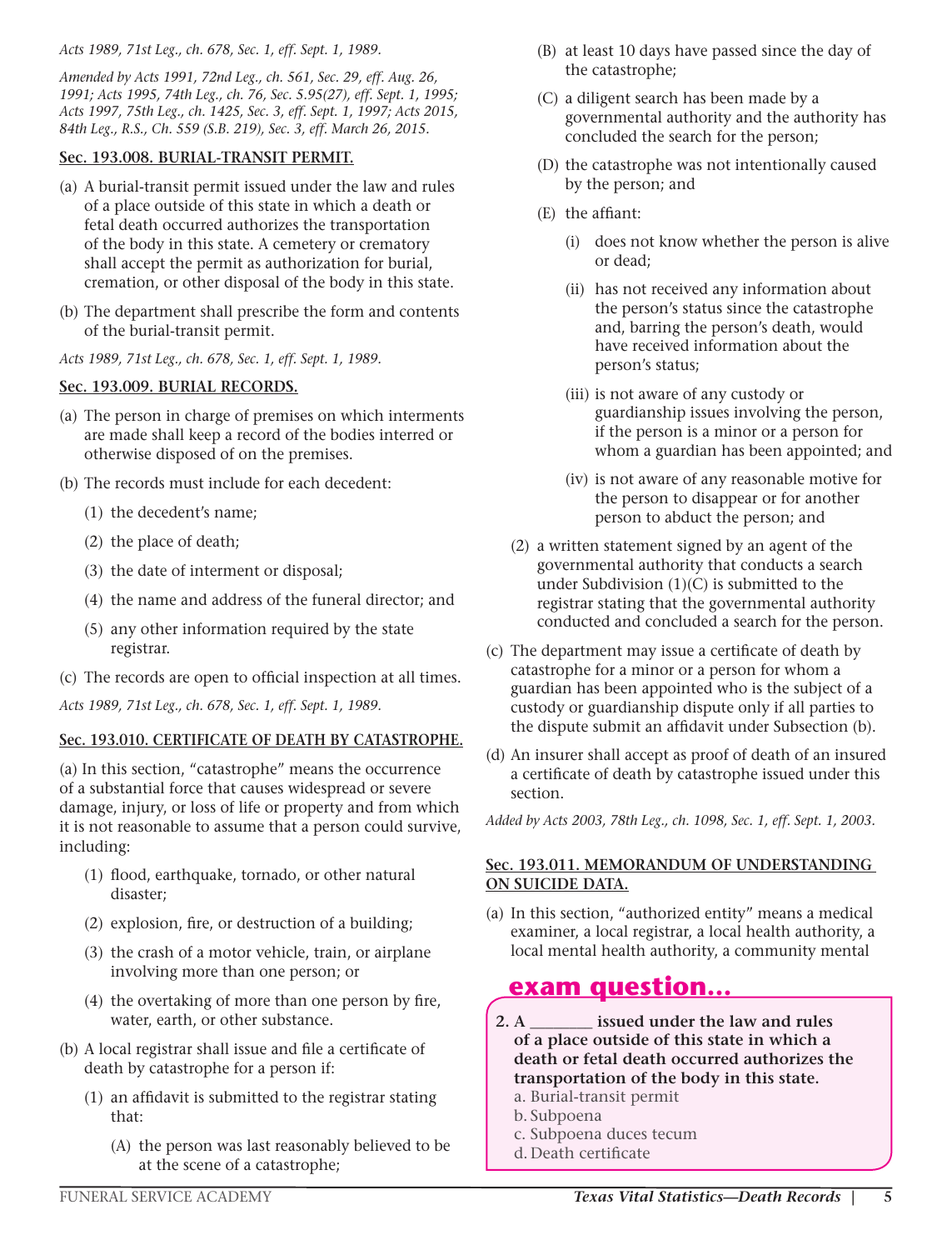*Acts 1989, 71st Leg., ch. 678, Sec. 1, eff. Sept. 1, 1989.*

*Amended by Acts 1991, 72nd Leg., ch. 561, Sec. 29, eff. Aug. 26, 1991; Acts 1995, 74th Leg., ch. 76, Sec. 5.95(27), eff. Sept. 1, 1995; Acts 1997, 75th Leg., ch. 1425, Sec. 3, eff. Sept. 1, 1997; Acts 2015, 84th Leg., R.S., Ch. 559 (S.B. 219), Sec. 3, eff. March 26, 2015.*

**Sec. 193.008. BURIAL-TRANSIT PERMIT.**

(a) A burial-transit permit issued under the law and rules of a place outside of this state in which a death or fetal death occurred authorizes the transportation of the body in this state. A cemetery or crematory shall accept the permit as authorization for burial, cremation, or other disposal of the body in this state.

(b) The department shall prescribe the form and contents of the burial-transit permit.

*Acts 1989, 71st Leg., ch. 678, Sec. 1, eff. Sept. 1, 1989.*

**Sec. 193.009. BURIAL RECORDS.**

(a) The person in charge of premises on which interments are made shall keep a record of the bodies interred or otherwise disposed of on the premises.

(b) The records must include for each decedent:

(1) the decedent's name;

(2) the place of death;

(3) the date of interment or disposal;

(4) the name and address of the funeral director; and

(5) any other information required by the state registrar.

(c) The records are open to official inspection at all times.

*Acts 1989, 71st Leg., ch. 678, Sec. 1, eff. Sept. 1, 1989.*

**Sec. 193.010. CERTIFICATE OF DEATH BY CATASTROPHE.**

(a) In this section, "catastrophe" means the occurrence of a substantial force that causes widespread or severe damage, injury, or loss of life or property and from which it is not reasonable to assume that a person could survive, including:

(1) flood, earthquake, tornado, or other natural disaster;

(2) explosion, fire, or destruction of a building;

(3) the crash of a motor vehicle, train, or airplane involving more than one person; or

(4) the overtaking of more than one person by fire, water, earth, or other substance.

(b) A local registrar shall issue and file a certificate of death by catastrophe for a person if:

(1) an affidavit is submitted to the registrar stating that:

(A) the person was last reasonably believed to be at the scene of a catastrophe;

(B) at least 10 days have passed since the day of the catastrophe;

(C) a diligent search has been made by a governmental authority and the authority has concluded the search for the person;

(D) the catastrophe was not intentionally caused by the person; and

(E) the affiant:

(i) does not know whether the person is alive or dead;

(ii) has not received any information about the person's status since the catastrophe and, barring the person's death, would have received information about the person's status;

(iii) is not aware of any custody or guardianship issues involving the person, if the person is a minor or a person for whom a guardian has been appointed; and

(iv) is not aware of any reasonable motive for the person to disappear or for another person to abduct the person; and

(2) a written statement signed by an agent of the governmental authority that conducts a search under Subdivision (1)(C) is submitted to the registrar stating that the governmental authority conducted and concluded a search for the person.

(c) The department may issue a certificate of death by catastrophe for a minor or a person for whom a guardian has been appointed who is the subject of a custody or guardianship dispute only if all parties to the dispute submit an affidavit under Subsection (b).

(d) An insurer shall accept as proof of death of an insured a certificate of death by catastrophe issued under this section.

*Added by Acts 2003, 78th Leg., ch. 1098, Sec. 1, eff. Sept. 1, 2003.*

**Sec. 193.011. MEMORANDUM OF UNDERSTANDING ON SUICIDE DATA.**

(a) In this section, "authorized entity" means a medical examiner, a local registrar, a local health authority, a local mental health authority, a community mental

## exam question...

**2. A _______ issued under the law and rules of a place outside of this state in which a death or fetal death occurred authorizes the transportation of the body in this state.**

a. Burial-transit permit
b. Subpoena
c. Subpoena duces tecum
d. Death certificate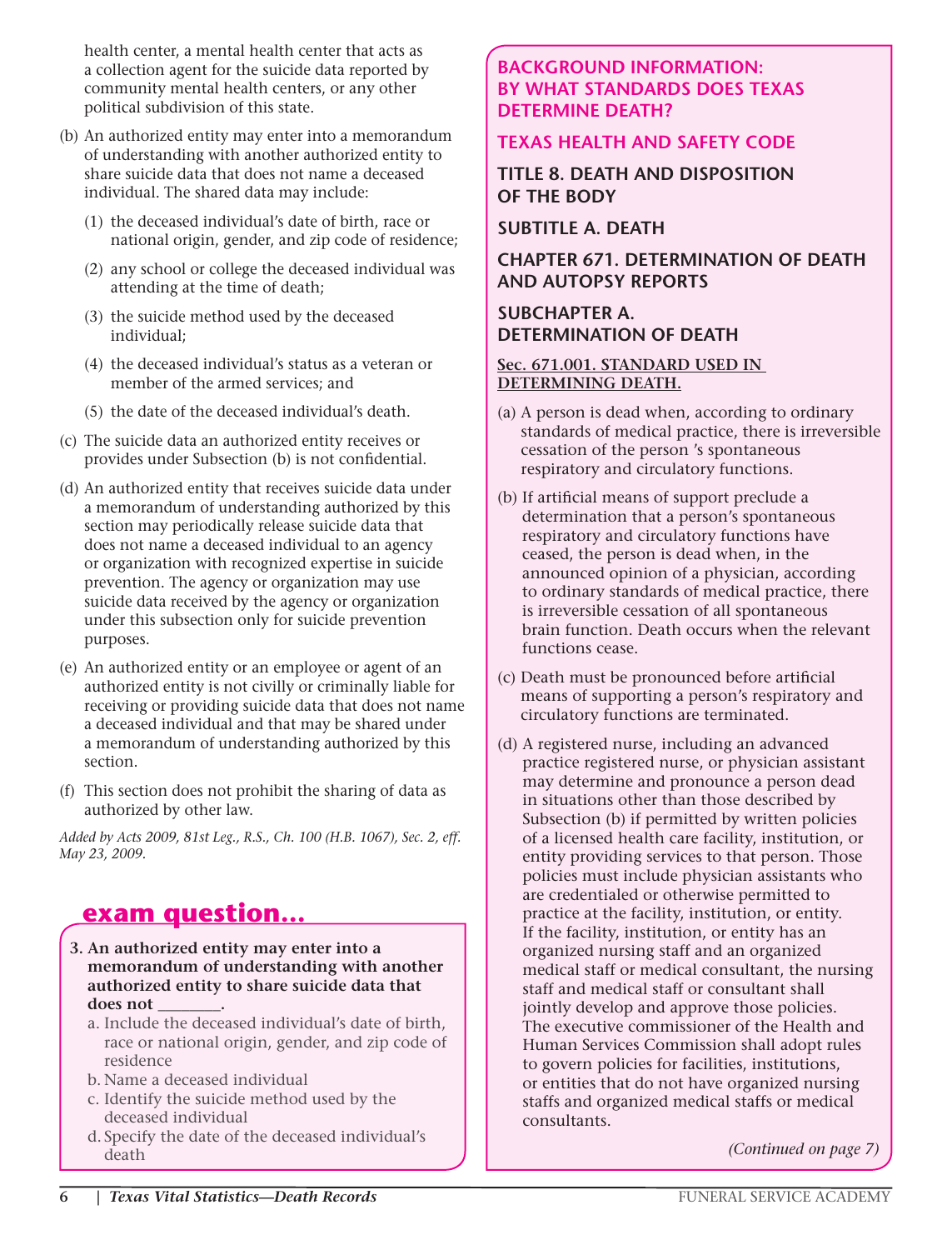health center, a mental health center that acts as a collection agent for the suicide data reported by community mental health centers, or any other political subdivision of this state.

(b) An authorized entity may enter into a memorandum of understanding with another authorized entity to share suicide data that does not name a deceased individual. The shared data may include:

(1) the deceased individual's date of birth, race or national origin, gender, and zip code of residence;

(2) any school or college the deceased individual was attending at the time of death;

(3) the suicide method used by the deceased individual;

(4) the deceased individual's status as a veteran or member of the armed services; and

(5) the date of the deceased individual's death.

(c) The suicide data an authorized entity receives or provides under Subsection (b) is not confidential.

(d) An authorized entity that receives suicide data under a memorandum of understanding authorized by this section may periodically release suicide data that does not name a deceased individual to an agency or organization with recognized expertise in suicide prevention. The agency or organization may use suicide data received by the agency or organization under this subsection only for suicide prevention purposes.

(e) An authorized entity or an employee or agent of an authorized entity is not civilly or criminally liable for receiving or providing suicide data that does not name a deceased individual and that may be shared under a memorandum of understanding authorized by this section.

(f) This section does not prohibit the sharing of data as authorized by other law.

*Added by Acts 2009, 81st Leg., R.S., Ch. 100 (H.B. 1067), Sec. 2, eff. May 23, 2009.*

## exam question...

**3. An authorized entity may enter into a memorandum of understanding with another authorized entity to share suicide data that does not \_\_\_\_\_\_\_\_.**

a. Include the deceased individual's date of birth, race or national origin, gender, and zip code of residence

b. Name a deceased individual

c. Identify the suicide method used by the deceased individual

d. Specify the date of the deceased individual's death

## BACKGROUND INFORMATION: BY WHAT STANDARDS DOES TEXAS DETERMINE DEATH?

## TEXAS HEALTH AND SAFETY CODE

### TITLE 8. DEATH AND DISPOSITION OF THE BODY

### SUBTITLE A. DEATH

### CHAPTER 671. DETERMINATION OF DEATH AND AUTOPSY REPORTS

### SUBCHAPTER A. DETERMINATION OF DEATH

**Sec. 671.001. STANDARD USED IN DETERMINING DEATH.**

(a) A person is dead when, according to ordinary standards of medical practice, there is irreversible cessation of the person 's spontaneous respiratory and circulatory functions.

(b) If artificial means of support preclude a determination that a person's spontaneous respiratory and circulatory functions have ceased, the person is dead when, in the announced opinion of a physician, according to ordinary standards of medical practice, there is irreversible cessation of all spontaneous brain function. Death occurs when the relevant functions cease.

(c) Death must be pronounced before artificial means of supporting a person's respiratory and circulatory functions are terminated.

(d) A registered nurse, including an advanced practice registered nurse, or physician assistant may determine and pronounce a person dead in situations other than those described by Subsection (b) if permitted by written policies of a licensed health care facility, institution, or entity providing services to that person. Those policies must include physician assistants who are credentialed or otherwise permitted to practice at the facility, institution, or entity. If the facility, institution, or entity has an organized nursing staff and an organized medical staff or medical consultant, the nursing staff and medical staff or consultant shall jointly develop and approve those policies. The executive commissioner of the Health and Human Services Commission shall adopt rules to govern policies for facilities, institutions, or entities that do not have organized nursing staffs and organized medical staffs or medical consultants.

*(Continued on page 7)*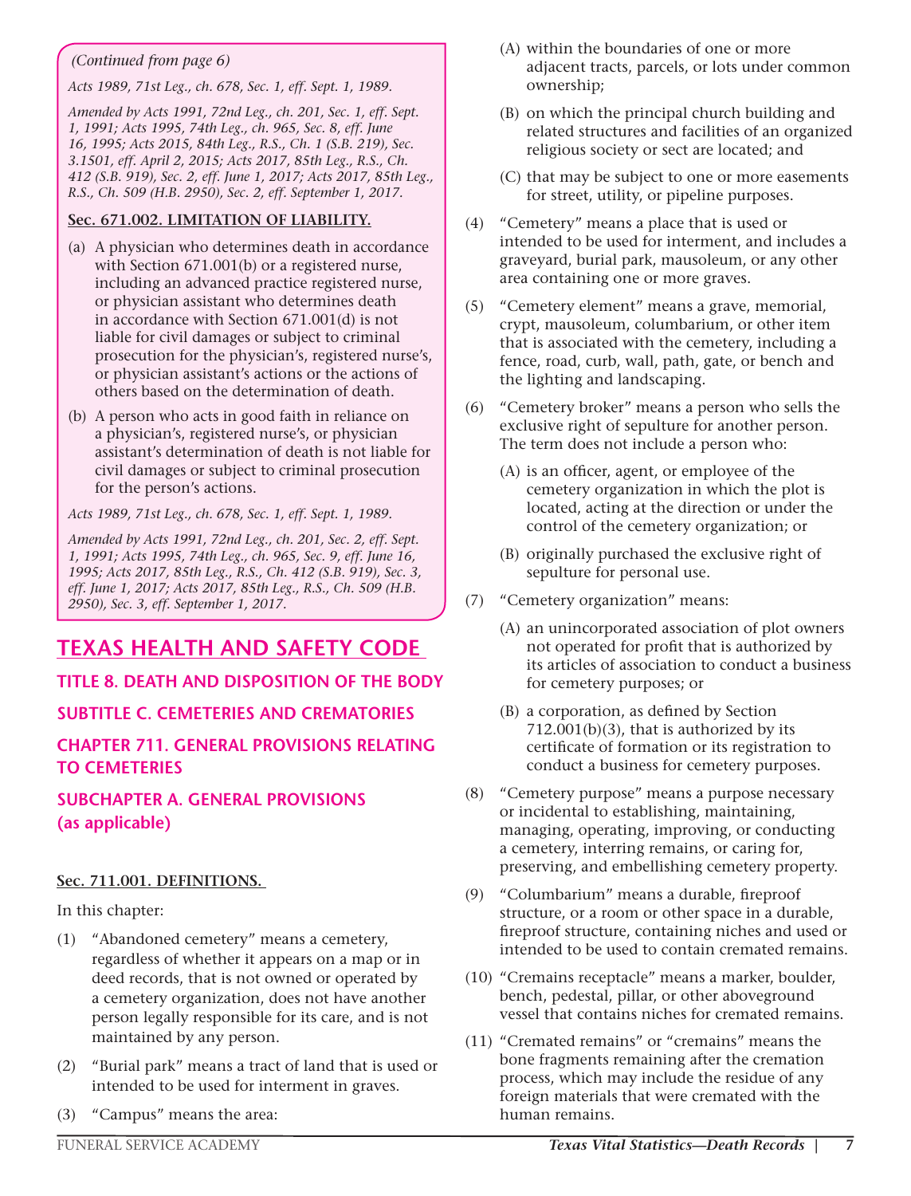*(Continued from page 6)*

*Acts 1989, 71st Leg., ch. 678, Sec. 1, eff. Sept. 1, 1989.*

*Amended by Acts 1991, 72nd Leg., ch. 201, Sec. 1, eff. Sept. 1, 1991; Acts 1995, 74th Leg., ch. 965, Sec. 8, eff. June 16, 1995; Acts 2015, 84th Leg., R.S., Ch. 1 (S.B. 219), Sec. 3.1501, eff. April 2, 2015; Acts 2017, 85th Leg., R.S., Ch. 412 (S.B. 919), Sec. 2, eff. June 1, 2017; Acts 2017, 85th Leg., R.S., Ch. 509 (H.B. 2950), Sec. 2, eff. September 1, 2017.*

**Sec. 671.002. LIMITATION OF LIABILITY.**

(a) A physician who determines death in accordance with Section 671.001(b) or a registered nurse, including an advanced practice registered nurse, or physician assistant who determines death in accordance with Section 671.001(d) is not liable for civil damages or subject to criminal prosecution for the physician's, registered nurse's, or physician assistant's actions or the actions of others based on the determination of death.

(b) A person who acts in good faith in reliance on a physician's, registered nurse's, or physician assistant's determination of death is not liable for civil damages or subject to criminal prosecution for the person's actions.

*Acts 1989, 71st Leg., ch. 678, Sec. 1, eff. Sept. 1, 1989.*

*Amended by Acts 1991, 72nd Leg., ch. 201, Sec. 2, eff. Sept. 1, 1991; Acts 1995, 74th Leg., ch. 965, Sec. 9, eff. June 16, 1995; Acts 2017, 85th Leg., R.S., Ch. 412 (S.B. 919), Sec. 3, eff. June 1, 2017; Acts 2017, 85th Leg., R.S., Ch. 509 (H.B. 2950), Sec. 3, eff. September 1, 2017.*

# TEXAS HEALTH AND SAFETY CODE

## TITLE 8. DEATH AND DISPOSITION OF THE BODY

## SUBTITLE C. CEMETERIES AND CREMATORIES

## CHAPTER 711. GENERAL PROVISIONS RELATING TO CEMETERIES

## SUBCHAPTER A. GENERAL PROVISIONS (as applicable)

**Sec. 711.001. DEFINITIONS.**

In this chapter:

(1) "Abandoned cemetery" means a cemetery, regardless of whether it appears on a map or in deed records, that is not owned or operated by a cemetery organization, does not have another person legally responsible for its care, and is not maintained by any person.

(2) "Burial park" means a tract of land that is used or intended to be used for interment in graves.

(3) "Campus" means the area:

  (A) within the boundaries of one or more adjacent tracts, parcels, or lots under common ownership;

  (B) on which the principal church building and related structures and facilities of an organized religious society or sect are located; and

  (C) that may be subject to one or more easements for street, utility, or pipeline purposes.

(4) "Cemetery" means a place that is used or intended to be used for interment, and includes a graveyard, burial park, mausoleum, or any other area containing one or more graves.

(5) "Cemetery element" means a grave, memorial, crypt, mausoleum, columbarium, or other item that is associated with the cemetery, including a fence, road, curb, wall, path, gate, or bench and the lighting and landscaping.

(6) "Cemetery broker" means a person who sells the exclusive right of sepulture for another person. The term does not include a person who:

  (A) is an officer, agent, or employee of the cemetery organization in which the plot is located, acting at the direction or under the control of the cemetery organization; or

  (B) originally purchased the exclusive right of sepulture for personal use.

(7) "Cemetery organization" means:

  (A) an unincorporated association of plot owners not operated for profit that is authorized by its articles of association to conduct a business for cemetery purposes; or

  (B) a corporation, as defined by Section 712.001(b)(3), that is authorized by its certificate of formation or its registration to conduct a business for cemetery purposes.

(8) "Cemetery purpose" means a purpose necessary or incidental to establishing, maintaining, managing, operating, improving, or conducting a cemetery, interring remains, or caring for, preserving, and embellishing cemetery property.

(9) "Columbarium" means a durable, fireproof structure, or a room or other space in a durable, fireproof structure, containing niches and used or intended to be used to contain cremated remains.

(10) "Cremains receptacle" means a marker, boulder, bench, pedestal, pillar, or other aboveground vessel that contains niches for cremated remains.

(11) "Cremated remains" or "cremains" means the bone fragments remaining after the cremation process, which may include the residue of any foreign materials that were cremated with the human remains.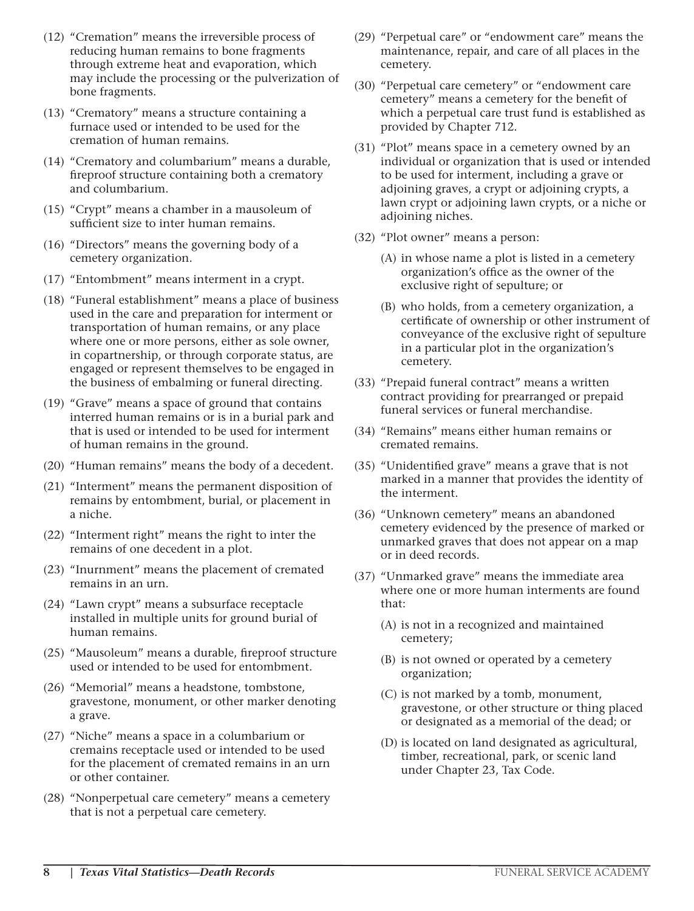(12) "Cremation" means the irreversible process of reducing human remains to bone fragments through extreme heat and evaporation, which may include the processing or the pulverization of bone fragments.

(13) "Crematory" means a structure containing a furnace used or intended to be used for the cremation of human remains.

(14) "Crematory and columbarium" means a durable, fireproof structure containing both a crematory and columbarium.

(15) "Crypt" means a chamber in a mausoleum of sufficient size to inter human remains.

(16) "Directors" means the governing body of a cemetery organization.

(17) "Entombment" means interment in a crypt.

(18) "Funeral establishment" means a place of business used in the care and preparation for interment or transportation of human remains, or any place where one or more persons, either as sole owner, in copartnership, or through corporate status, are engaged or represent themselves to be engaged in the business of embalming or funeral directing.

(19) "Grave" means a space of ground that contains interred human remains or is in a burial park and that is used or intended to be used for interment of human remains in the ground.

(20) "Human remains" means the body of a decedent.

(21) "Interment" means the permanent disposition of remains by entombment, burial, or placement in a niche.

(22) "Interment right" means the right to inter the remains of one decedent in a plot.

(23) "Inurnment" means the placement of cremated remains in an urn.

(24) "Lawn crypt" means a subsurface receptacle installed in multiple units for ground burial of human remains.

(25) "Mausoleum" means a durable, fireproof structure used or intended to be used for entombment.

(26) "Memorial" means a headstone, tombstone, gravestone, monument, or other marker denoting a grave.

(27) "Niche" means a space in a columbarium or cremains receptacle used or intended to be used for the placement of cremated remains in an urn or other container.

(28) "Nonperpetual care cemetery" means a cemetery that is not a perpetual care cemetery.

(29) "Perpetual care" or "endowment care" means the maintenance, repair, and care of all places in the cemetery.

(30) "Perpetual care cemetery" or "endowment care cemetery" means a cemetery for the benefit of which a perpetual care trust fund is established as provided by Chapter 712.

(31) "Plot" means space in a cemetery owned by an individual or organization that is used or intended to be used for interment, including a grave or adjoining graves, a crypt or adjoining crypts, a lawn crypt or adjoining lawn crypts, or a niche or adjoining niches.

(32) "Plot owner" means a person:

- (A) in whose name a plot is listed in a cemetery organization's office as the owner of the exclusive right of sepulture; or
- (B) who holds, from a cemetery organization, a certificate of ownership or other instrument of conveyance of the exclusive right of sepulture in a particular plot in the organization's cemetery.

(33) "Prepaid funeral contract" means a written contract providing for prearranged or prepaid funeral services or funeral merchandise.

(34) "Remains" means either human remains or cremated remains.

(35) "Unidentified grave" means a grave that is not marked in a manner that provides the identity of the interment.

(36) "Unknown cemetery" means an abandoned cemetery evidenced by the presence of marked or unmarked graves that does not appear on a map or in deed records.

(37) "Unmarked grave" means the immediate area where one or more human interments are found that:

- (A) is not in a recognized and maintained cemetery;
- (B) is not owned or operated by a cemetery organization;
- (C) is not marked by a tomb, monument, gravestone, or other structure or thing placed or designated as a memorial of the dead; or
- (D) is located on land designated as agricultural, timber, recreational, park, or scenic land under Chapter 23, Tax Code.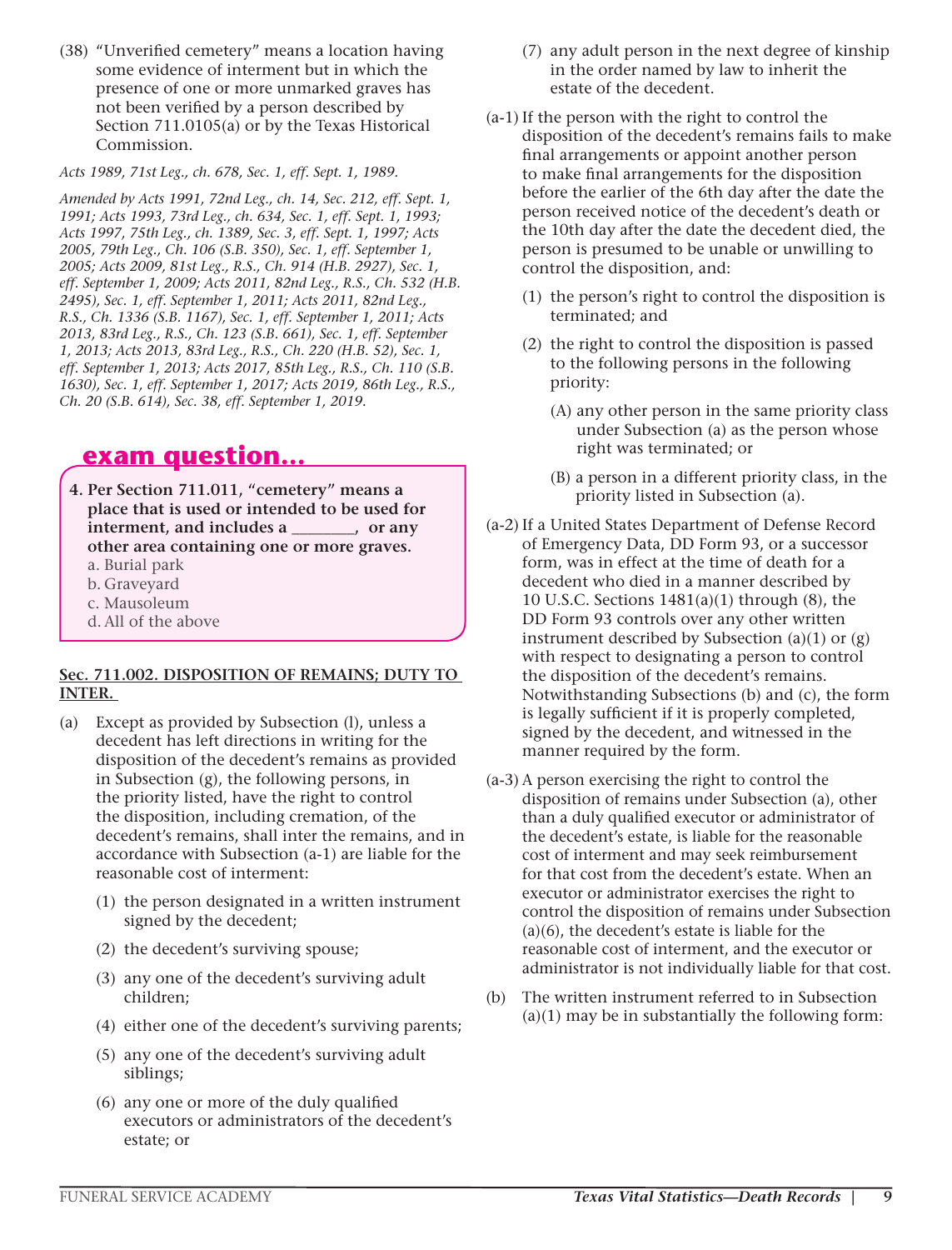(38) "Unverified cemetery" means a location having some evidence of interment but in which the presence of one or more unmarked graves has not been verified by a person described by Section 711.0105(a) or by the Texas Historical Commission.

*Acts 1989, 71st Leg., ch. 678, Sec. 1, eff. Sept. 1, 1989.*

*Amended by Acts 1991, 72nd Leg., ch. 14, Sec. 212, eff. Sept. 1, 1991; Acts 1993, 73rd Leg., ch. 634, Sec. 1, eff. Sept. 1, 1993; Acts 1997, 75th Leg., ch. 1389, Sec. 3, eff. Sept. 1, 1997; Acts 2005, 79th Leg., Ch. 106 (S.B. 350), Sec. 1, eff. September 1, 2005; Acts 2009, 81st Leg., R.S., Ch. 914 (H.B. 2927), Sec. 1, eff. September 1, 2009; Acts 2011, 82nd Leg., R.S., Ch. 532 (H.B. 2495), Sec. 1, eff. September 1, 2011; Acts 2011, 82nd Leg., R.S., Ch. 1336 (S.B. 1167), Sec. 1, eff. September 1, 2011; Acts 2013, 83rd Leg., R.S., Ch. 123 (S.B. 661), Sec. 1, eff. September 1, 2013; Acts 2013, 83rd Leg., R.S., Ch. 220 (H.B. 52), Sec. 1, eff. September 1, 2013; Acts 2017, 85th Leg., R.S., Ch. 110 (S.B. 1630), Sec. 1, eff. September 1, 2017; Acts 2019, 86th Leg., R.S., Ch. 20 (S.B. 614), Sec. 38, eff. September 1, 2019.*

## exam question...

**4. Per Section 711.011, "cemetery" means a place that is used or intended to be used for interment, and includes a ________, or any other area containing one or more graves.**

a. Burial park
b. Graveyard
c. Mausoleum
d. All of the above

**Sec. 711.002. DISPOSITION OF REMAINS; DUTY TO INTER.**

(a) Except as provided by Subsection (l), unless a decedent has left directions in writing for the disposition of the decedent's remains as provided in Subsection (g), the following persons, in the priority listed, have the right to control the disposition, including cremation, of the decedent's remains, shall inter the remains, and in accordance with Subsection (a-1) are liable for the reasonable cost of interment:

(1) the person designated in a written instrument signed by the decedent;

(2) the decedent's surviving spouse;

(3) any one of the decedent's surviving adult children;

(4) either one of the decedent's surviving parents;

(5) any one of the decedent's surviving adult siblings;

(6) any one or more of the duly qualified executors or administrators of the decedent's estate; or

(7) any adult person in the next degree of kinship in the order named by law to inherit the estate of the decedent.

(a-1) If the person with the right to control the disposition of the decedent's remains fails to make final arrangements or appoint another person to make final arrangements for the disposition before the earlier of the 6th day after the date the person received notice of the decedent's death or the 10th day after the date the decedent died, the person is presumed to be unable or unwilling to control the disposition, and:

(1) the person's right to control the disposition is terminated; and

(2) the right to control the disposition is passed to the following persons in the following priority:

(A) any other person in the same priority class under Subsection (a) as the person whose right was terminated; or

(B) a person in a different priority class, in the priority listed in Subsection (a).

(a-2) If a United States Department of Defense Record of Emergency Data, DD Form 93, or a successor form, was in effect at the time of death for a decedent who died in a manner described by 10 U.S.C. Sections 1481(a)(1) through (8), the DD Form 93 controls over any other written instrument described by Subsection (a)(1) or (g) with respect to designating a person to control the disposition of the decedent's remains. Notwithstanding Subsections (b) and (c), the form is legally sufficient if it is properly completed, signed by the decedent, and witnessed in the manner required by the form.

(a-3) A person exercising the right to control the disposition of remains under Subsection (a), other than a duly qualified executor or administrator of the decedent's estate, is liable for the reasonable cost of interment and may seek reimbursement for that cost from the decedent's estate. When an executor or administrator exercises the right to control the disposition of remains under Subsection (a)(6), the decedent's estate is liable for the reasonable cost of interment, and the executor or administrator is not individually liable for that cost.

(b) The written instrument referred to in Subsection (a)(1) may be in substantially the following form: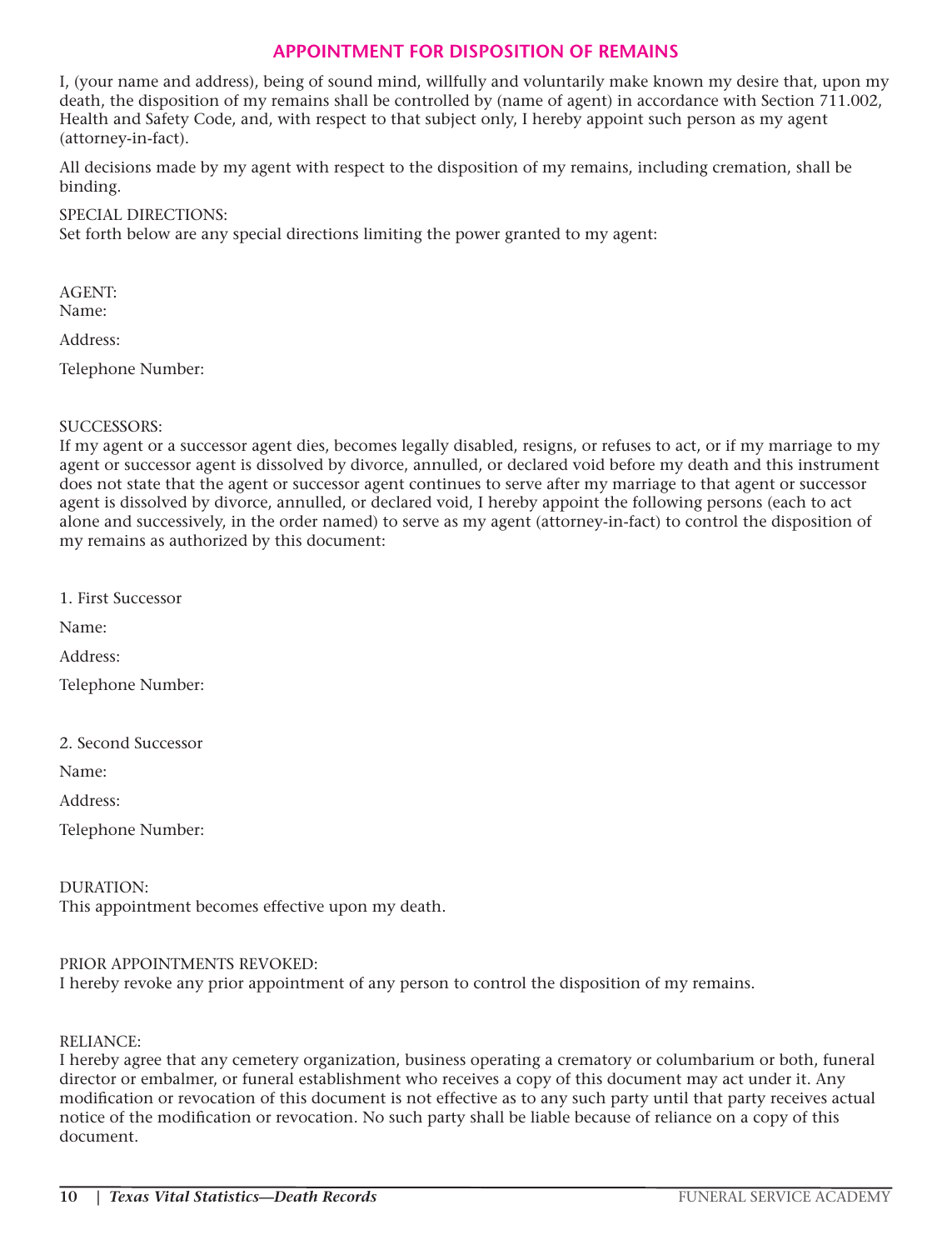## APPOINTMENT FOR DISPOSITION OF REMAINS

I, (your name and address), being of sound mind, willfully and voluntarily make known my desire that, upon my death, the disposition of my remains shall be controlled by (name of agent) in accordance with Section 711.002, Health and Safety Code, and, with respect to that subject only, I hereby appoint such person as my agent (attorney-in-fact).

All decisions made by my agent with respect to the disposition of my remains, including cremation, shall be binding.

SPECIAL DIRECTIONS:
Set forth below are any special directions limiting the power granted to my agent:

AGENT:
Name:

Address:

Telephone Number:

SUCCESSORS:
If my agent or a successor agent dies, becomes legally disabled, resigns, or refuses to act, or if my marriage to my agent or successor agent is dissolved by divorce, annulled, or declared void before my death and this instrument does not state that the agent or successor agent continues to serve after my marriage to that agent or successor agent is dissolved by divorce, annulled, or declared void, I hereby appoint the following persons (each to act alone and successively, in the order named) to serve as my agent (attorney-in-fact) to control the disposition of my remains as authorized by this document:

1. First Successor

Name:

Address:

Telephone Number:

2. Second Successor

Name:

Address:

Telephone Number:

DURATION:
This appointment becomes effective upon my death.

PRIOR APPOINTMENTS REVOKED:
I hereby revoke any prior appointment of any person to control the disposition of my remains.

RELIANCE:
I hereby agree that any cemetery organization, business operating a crematory or columbarium or both, funeral director or embalmer, or funeral establishment who receives a copy of this document may act under it. Any modification or revocation of this document is not effective as to any such party until that party receives actual notice of the modification or revocation. No such party shall be liable because of reliance on a copy of this document.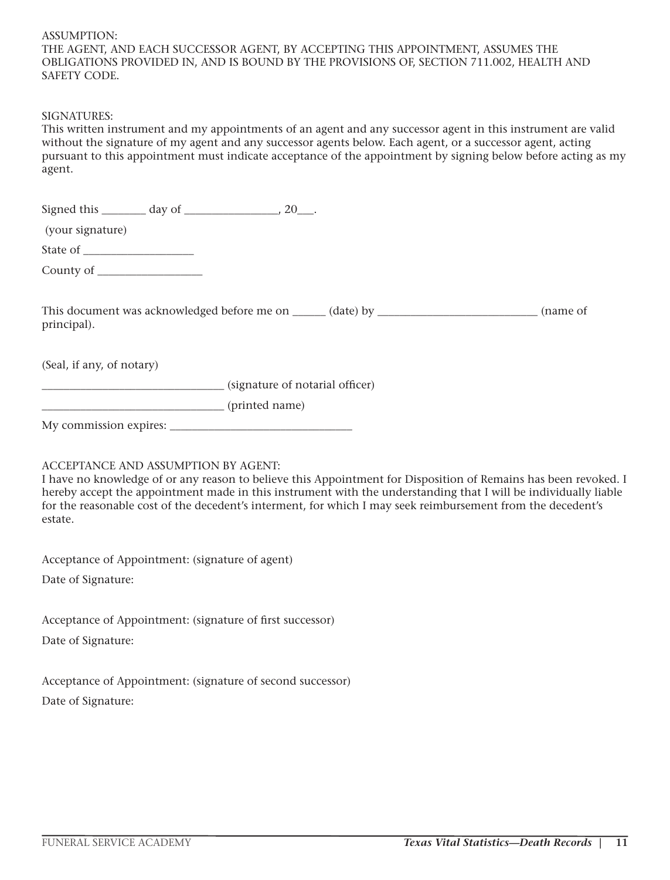ASSUMPTION:
THE AGENT, AND EACH SUCCESSOR AGENT, BY ACCEPTING THIS APPOINTMENT, ASSUMES THE OBLIGATIONS PROVIDED IN, AND IS BOUND BY THE PROVISIONS OF, SECTION 711.002, HEALTH AND SAFETY CODE.

SIGNATURES:
This written instrument and my appointments of an agent and any successor agent in this instrument are valid without the signature of my agent and any successor agents below. Each agent, or a successor agent, acting pursuant to this appointment must indicate acceptance of the appointment by signing below before acting as my agent.

Signed this ________ day of _________________, 20___.

(your signature)

State of ____________________

County of __________________

This document was acknowledged before me on ______ (date) by ____________________________ (name of principal).

(Seal, if any, of notary)

________________________________ (signature of notarial officer)

________________________________ (printed name)

My commission expires: ________________________________

ACCEPTANCE AND ASSUMPTION BY AGENT:
I have no knowledge of or any reason to believe this Appointment for Disposition of Remains has been revoked. I hereby accept the appointment made in this instrument with the understanding that I will be individually liable for the reasonable cost of the decedent's interment, for which I may seek reimbursement from the decedent's estate.

Acceptance of Appointment: (signature of agent)

Date of Signature:

Acceptance of Appointment: (signature of first successor)

Date of Signature:

Acceptance of Appointment: (signature of second successor)

Date of Signature: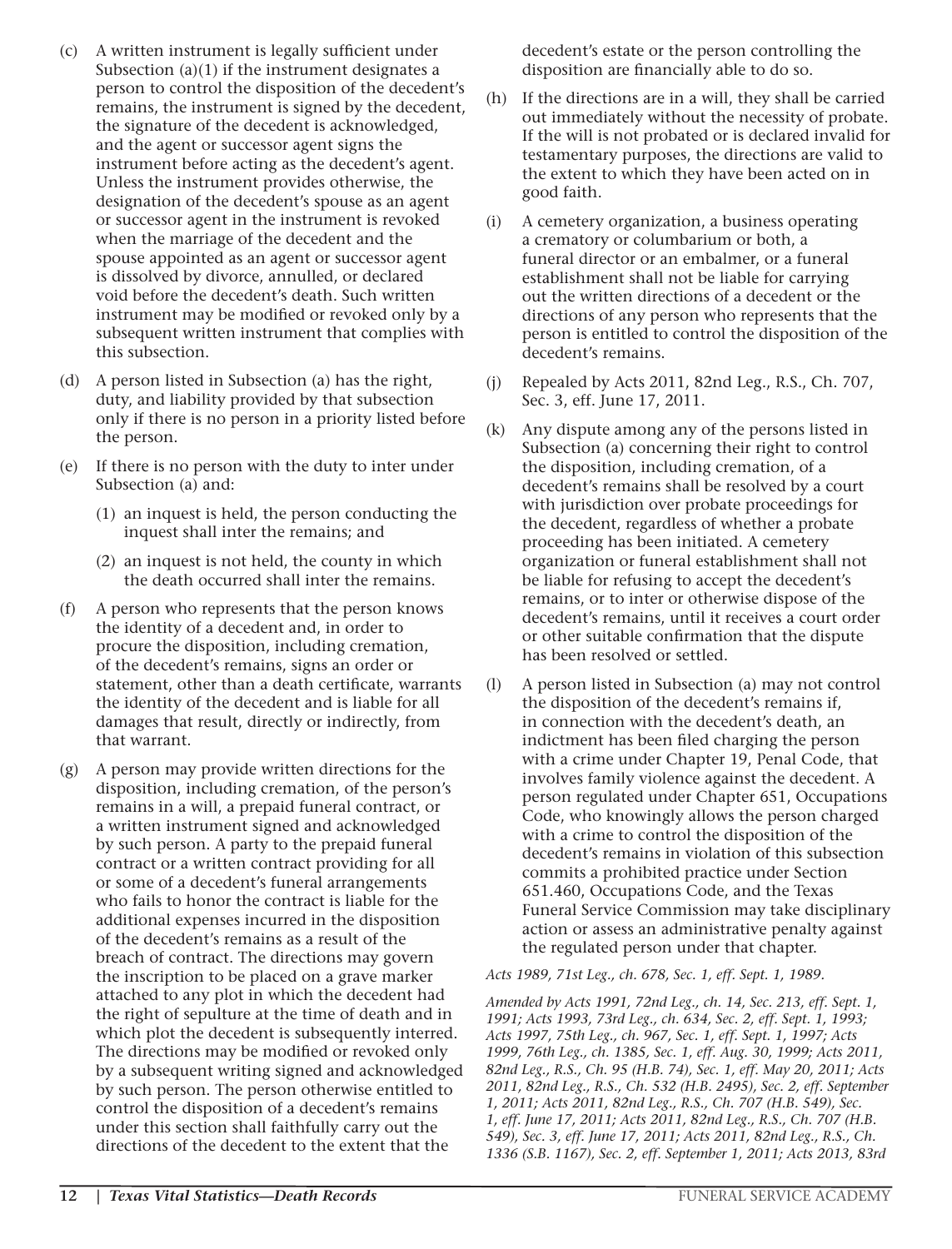(c) A written instrument is legally sufficient under Subsection (a)(1) if the instrument designates a person to control the disposition of the decedent's remains, the instrument is signed by the decedent, the signature of the decedent is acknowledged, and the agent or successor agent signs the instrument before acting as the decedent's agent. Unless the instrument provides otherwise, the designation of the decedent's spouse as an agent or successor agent in the instrument is revoked when the marriage of the decedent and the spouse appointed as an agent or successor agent is dissolved by divorce, annulled, or declared void before the decedent's death. Such written instrument may be modified or revoked only by a subsequent written instrument that complies with this subsection.

(d) A person listed in Subsection (a) has the right, duty, and liability provided by that subsection only if there is no person in a priority listed before the person.

(e) If there is no person with the duty to inter under Subsection (a) and:

(1) an inquest is held, the person conducting the inquest shall inter the remains; and

(2) an inquest is not held, the county in which the death occurred shall inter the remains.

(f) A person who represents that the person knows the identity of a decedent and, in order to procure the disposition, including cremation, of the decedent's remains, signs an order or statement, other than a death certificate, warrants the identity of the decedent and is liable for all damages that result, directly or indirectly, from that warrant.

(g) A person may provide written directions for the disposition, including cremation, of the person's remains in a will, a prepaid funeral contract, or a written instrument signed and acknowledged by such person. A party to the prepaid funeral contract or a written contract providing for all or some of a decedent's funeral arrangements who fails to honor the contract is liable for the additional expenses incurred in the disposition of the decedent's remains as a result of the breach of contract. The directions may govern the inscription to be placed on a grave marker attached to any plot in which the decedent had the right of sepulture at the time of death and in which plot the decedent is subsequently interred. The directions may be modified or revoked only by a subsequent writing signed and acknowledged by such person. The person otherwise entitled to control the disposition of a decedent's remains under this section shall faithfully carry out the directions of the decedent to the extent that the decedent's estate or the person controlling the disposition are financially able to do so.

(h) If the directions are in a will, they shall be carried out immediately without the necessity of probate. If the will is not probated or is declared invalid for testamentary purposes, the directions are valid to the extent to which they have been acted on in good faith.

(i) A cemetery organization, a business operating a crematory or columbarium or both, a funeral director or an embalmer, or a funeral establishment shall not be liable for carrying out the written directions of a decedent or the directions of any person who represents that the person is entitled to control the disposition of the decedent's remains.

(j) Repealed by Acts 2011, 82nd Leg., R.S., Ch. 707, Sec. 3, eff. June 17, 2011.

(k) Any dispute among any of the persons listed in Subsection (a) concerning their right to control the disposition, including cremation, of a decedent's remains shall be resolved by a court with jurisdiction over probate proceedings for the decedent, regardless of whether a probate proceeding has been initiated. A cemetery organization or funeral establishment shall not be liable for refusing to accept the decedent's remains, or to inter or otherwise dispose of the decedent's remains, until it receives a court order or other suitable confirmation that the dispute has been resolved or settled.

(l) A person listed in Subsection (a) may not control the disposition of the decedent's remains if, in connection with the decedent's death, an indictment has been filed charging the person with a crime under Chapter 19, Penal Code, that involves family violence against the decedent. A person regulated under Chapter 651, Occupations Code, who knowingly allows the person charged with a crime to control the disposition of the decedent's remains in violation of this subsection commits a prohibited practice under Section 651.460, Occupations Code, and the Texas Funeral Service Commission may take disciplinary action or assess an administrative penalty against the regulated person under that chapter.

*Acts 1989, 71st Leg., ch. 678, Sec. 1, eff. Sept. 1, 1989.*

*Amended by Acts 1991, 72nd Leg., ch. 14, Sec. 213, eff. Sept. 1, 1991; Acts 1993, 73rd Leg., ch. 634, Sec. 2, eff. Sept. 1, 1993; Acts 1997, 75th Leg., ch. 967, Sec. 1, eff. Sept. 1, 1997; Acts 1999, 76th Leg., ch. 1385, Sec. 1, eff. Aug. 30, 1999; Acts 2011, 82nd Leg., R.S., Ch. 95 (H.B. 74), Sec. 1, eff. May 20, 2011; Acts 2011, 82nd Leg., R.S., Ch. 532 (H.B. 2495), Sec. 2, eff. September 1, 2011; Acts 2011, 82nd Leg., R.S., Ch. 707 (H.B. 549), Sec. 1, eff. June 17, 2011; Acts 2011, 82nd Leg., R.S., Ch. 707 (H.B. 549), Sec. 3, eff. June 17, 2011; Acts 2011, 82nd Leg., R.S., Ch. 1336 (S.B. 1167), Sec. 2, eff. September 1, 2011; Acts 2013, 83rd*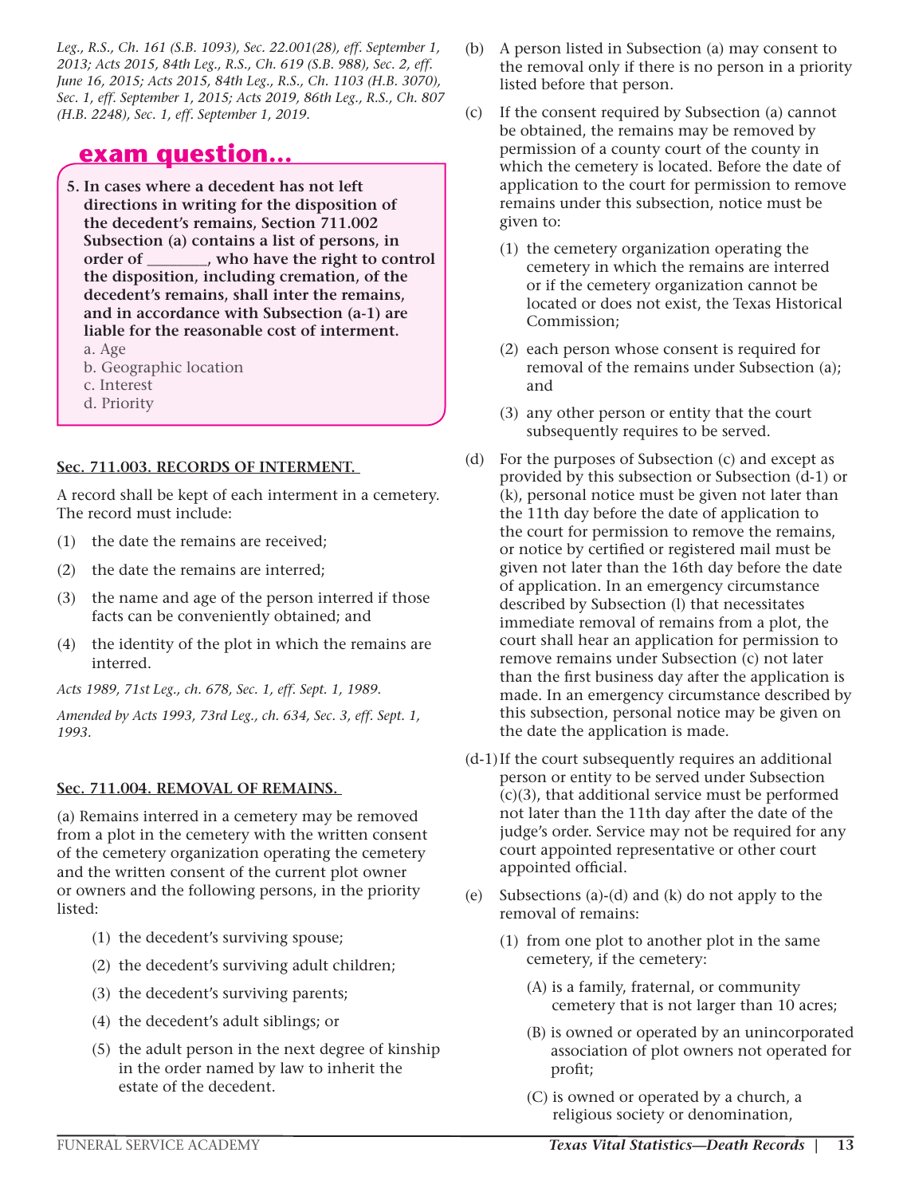*Leg., R.S., Ch. 161 (S.B. 1093), Sec. 22.001(28), eff. September 1, 2013; Acts 2015, 84th Leg., R.S., Ch. 619 (S.B. 988), Sec. 2, eff. June 16, 2015; Acts 2015, 84th Leg., R.S., Ch. 1103 (H.B. 3070), Sec. 1, eff. September 1, 2015; Acts 2019, 86th Leg., R.S., Ch. 807 (H.B. 2248), Sec. 1, eff. September 1, 2019.*

## exam question...

**5. In cases where a decedent has not left directions in writing for the disposition of the decedent's remains, Section 711.002 Subsection (a) contains a list of persons, in order of ________, who have the right to control the disposition, including cremation, of the decedent's remains, shall inter the remains, and in accordance with Subsection (a-1) are liable for the reasonable cost of interment.**

a. Age
b. Geographic location
c. Interest
d. Priority

**Sec. 711.003. RECORDS OF INTERMENT.**

A record shall be kept of each interment in a cemetery. The record must include:

(1) the date the remains are received;

(2) the date the remains are interred;

(3) the name and age of the person interred if those facts can be conveniently obtained; and

(4) the identity of the plot in which the remains are interred.

*Acts 1989, 71st Leg., ch. 678, Sec. 1, eff. Sept. 1, 1989.*

*Amended by Acts 1993, 73rd Leg., ch. 634, Sec. 3, eff. Sept. 1, 1993.*

**Sec. 711.004. REMOVAL OF REMAINS.**

(a) Remains interred in a cemetery may be removed from a plot in the cemetery with the written consent of the cemetery organization operating the cemetery and the written consent of the current plot owner or owners and the following persons, in the priority listed:

(1) the decedent's surviving spouse;

(2) the decedent's surviving adult children;

(3) the decedent's surviving parents;

(4) the decedent's adult siblings; or

(5) the adult person in the next degree of kinship in the order named by law to inherit the estate of the decedent.

(b) A person listed in Subsection (a) may consent to the removal only if there is no person in a priority listed before that person.

(c) If the consent required by Subsection (a) cannot be obtained, the remains may be removed by permission of a county court of the county in which the cemetery is located. Before the date of application to the court for permission to remove remains under this subsection, notice must be given to:

(1) the cemetery organization operating the cemetery in which the remains are interred or if the cemetery organization cannot be located or does not exist, the Texas Historical Commission;

(2) each person whose consent is required for removal of the remains under Subsection (a); and

(3) any other person or entity that the court subsequently requires to be served.

(d) For the purposes of Subsection (c) and except as provided by this subsection or Subsection (d-1) or (k), personal notice must be given not later than the 11th day before the date of application to the court for permission to remove the remains, or notice by certified or registered mail must be given not later than the 16th day before the date of application. In an emergency circumstance described by Subsection (l) that necessitates immediate removal of remains from a plot, the court shall hear an application for permission to remove remains under Subsection (c) not later than the first business day after the application is made. In an emergency circumstance described by this subsection, personal notice may be given on the date the application is made.

(d-1) If the court subsequently requires an additional person or entity to be served under Subsection (c)(3), that additional service must be performed not later than the 11th day after the date of the judge's order. Service may not be required for any court appointed representative or other court appointed official.

(e) Subsections (a)-(d) and (k) do not apply to the removal of remains:

(1) from one plot to another plot in the same cemetery, if the cemetery:

(A) is a family, fraternal, or community cemetery that is not larger than 10 acres;

(B) is owned or operated by an unincorporated association of plot owners not operated for profit;

(C) is owned or operated by a church, a religious society or denomination,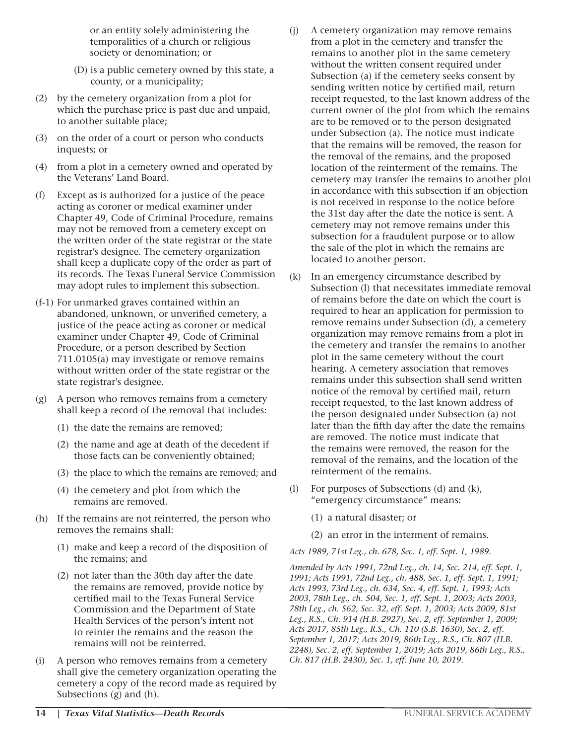or an entity solely administering the temporalities of a church or religious society or denomination; or

(D) is a public cemetery owned by this state, a county, or a municipality;

(2) by the cemetery organization from a plot for which the purchase price is past due and unpaid, to another suitable place;

(3) on the order of a court or person who conducts inquests; or

(4) from a plot in a cemetery owned and operated by the Veterans' Land Board.

(f) Except as is authorized for a justice of the peace acting as coroner or medical examiner under Chapter 49, Code of Criminal Procedure, remains may not be removed from a cemetery except on the written order of the state registrar or the state registrar's designee. The cemetery organization shall keep a duplicate copy of the order as part of its records. The Texas Funeral Service Commission may adopt rules to implement this subsection.

(f-1) For unmarked graves contained within an abandoned, unknown, or unverified cemetery, a justice of the peace acting as coroner or medical examiner under Chapter 49, Code of Criminal Procedure, or a person described by Section 711.0105(a) may investigate or remove remains without written order of the state registrar or the state registrar's designee.

(g) A person who removes remains from a cemetery shall keep a record of the removal that includes:

(1) the date the remains are removed;

(2) the name and age at death of the decedent if those facts can be conveniently obtained;

(3) the place to which the remains are removed; and

(4) the cemetery and plot from which the remains are removed.

(h) If the remains are not reinterred, the person who removes the remains shall:

(1) make and keep a record of the disposition of the remains; and

(2) not later than the 30th day after the date the remains are removed, provide notice by certified mail to the Texas Funeral Service Commission and the Department of State Health Services of the person's intent not to reinter the remains and the reason the remains will not be reinterred.

(i) A person who removes remains from a cemetery shall give the cemetery organization operating the cemetery a copy of the record made as required by Subsections (g) and (h).

(j) A cemetery organization may remove remains from a plot in the cemetery and transfer the remains to another plot in the same cemetery without the written consent required under Subsection (a) if the cemetery seeks consent by sending written notice by certified mail, return receipt requested, to the last known address of the current owner of the plot from which the remains are to be removed or to the person designated under Subsection (a). The notice must indicate that the remains will be removed, the reason for the removal of the remains, and the proposed location of the reinterment of the remains. The cemetery may transfer the remains to another plot in accordance with this subsection if an objection is not received in response to the notice before the 31st day after the date the notice is sent. A cemetery may not remove remains under this subsection for a fraudulent purpose or to allow the sale of the plot in which the remains are located to another person.

(k) In an emergency circumstance described by Subsection (l) that necessitates immediate removal of remains before the date on which the court is required to hear an application for permission to remove remains under Subsection (d), a cemetery organization may remove remains from a plot in the cemetery and transfer the remains to another plot in the same cemetery without the court hearing. A cemetery association that removes remains under this subsection shall send written notice of the removal by certified mail, return receipt requested, to the last known address of the person designated under Subsection (a) not later than the fifth day after the date the remains are removed. The notice must indicate that the remains were removed, the reason for the removal of the remains, and the location of the reinterment of the remains.

(l) For purposes of Subsections (d) and (k), "emergency circumstance" means:

(1) a natural disaster; or

(2) an error in the interment of remains.

*Acts 1989, 71st Leg., ch. 678, Sec. 1, eff. Sept. 1, 1989.*

*Amended by Acts 1991, 72nd Leg., ch. 14, Sec. 214, eff. Sept. 1, 1991; Acts 1991, 72nd Leg., ch. 488, Sec. 1, eff. Sept. 1, 1991; Acts 1993, 73rd Leg., ch. 634, Sec. 4, eff. Sept. 1, 1993; Acts 2003, 78th Leg., ch. 504, Sec. 1, eff. Sept. 1, 2003; Acts 2003, 78th Leg., ch. 562, Sec. 32, eff. Sept. 1, 2003; Acts 2009, 81st Leg., R.S., Ch. 914 (H.B. 2927), Sec. 2, eff. September 1, 2009; Acts 2017, 85th Leg., R.S., Ch. 110 (S.B. 1630), Sec. 2, eff. September 1, 2017; Acts 2019, 86th Leg., R.S., Ch. 807 (H.B. 2248), Sec. 2, eff. September 1, 2019; Acts 2019, 86th Leg., R.S., Ch. 817 (H.B. 2430), Sec. 1, eff. June 10, 2019.*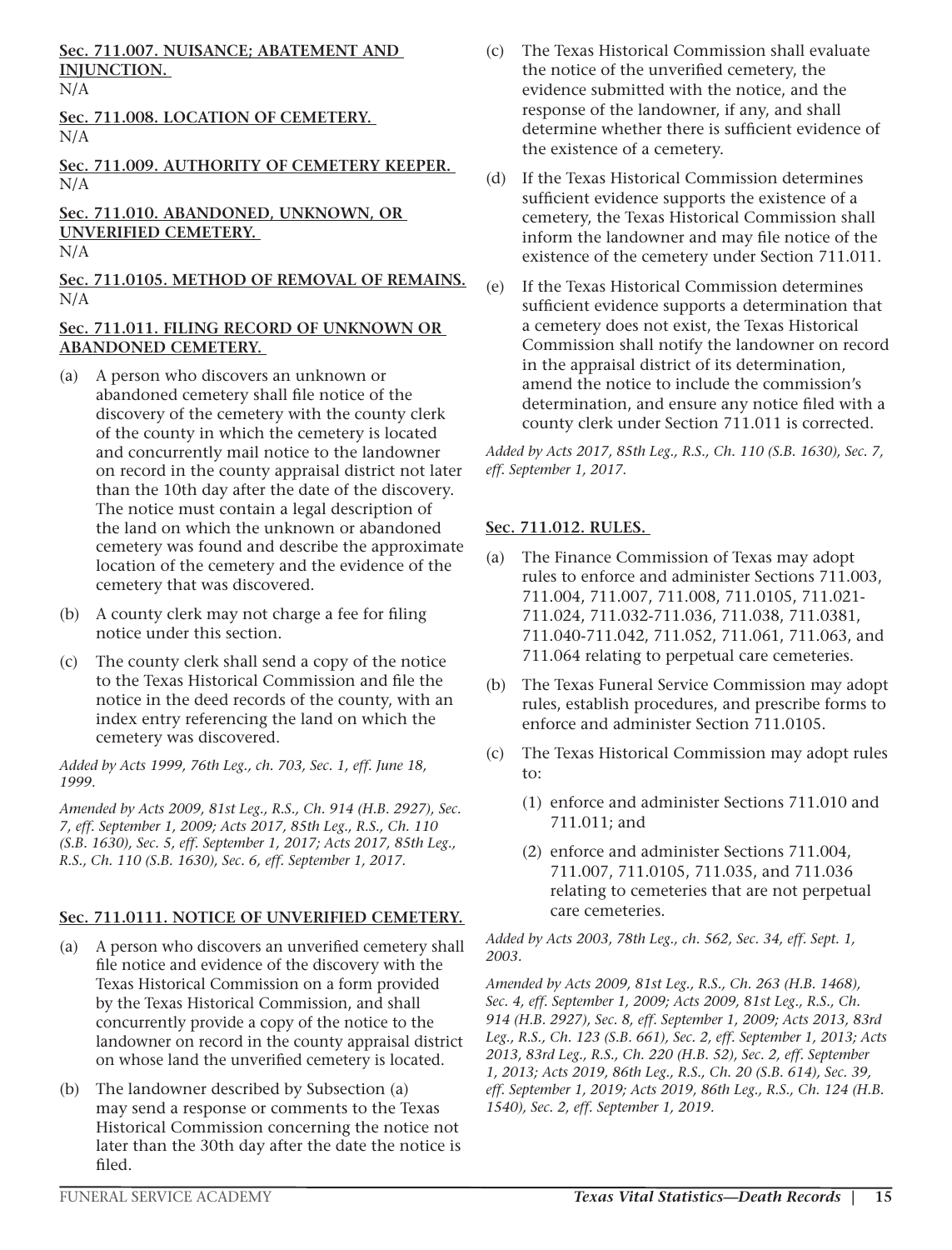**Sec. 711.007. NUISANCE; ABATEMENT AND INJUNCTION.**
N/A

**Sec. 711.008. LOCATION OF CEMETERY.**
N/A

**Sec. 711.009. AUTHORITY OF CEMETERY KEEPER.**
N/A

**Sec. 711.010. ABANDONED, UNKNOWN, OR UNVERIFIED CEMETERY.**
N/A

**Sec. 711.0105. METHOD OF REMOVAL OF REMAINS.**
N/A

**Sec. 711.011. FILING RECORD OF UNKNOWN OR ABANDONED CEMETERY.**

(a) A person who discovers an unknown or abandoned cemetery shall file notice of the discovery of the cemetery with the county clerk of the county in which the cemetery is located and concurrently mail notice to the landowner on record in the county appraisal district not later than the 10th day after the date of the discovery. The notice must contain a legal description of the land on which the unknown or abandoned cemetery was found and describe the approximate location of the cemetery and the evidence of the cemetery that was discovered.

(b) A county clerk may not charge a fee for filing notice under this section.

(c) The county clerk shall send a copy of the notice to the Texas Historical Commission and file the notice in the deed records of the county, with an index entry referencing the land on which the cemetery was discovered.

*Added by Acts 1999, 76th Leg., ch. 703, Sec. 1, eff. June 18, 1999.*

*Amended by Acts 2009, 81st Leg., R.S., Ch. 914 (H.B. 2927), Sec. 7, eff. September 1, 2009; Acts 2017, 85th Leg., R.S., Ch. 110 (S.B. 1630), Sec. 5, eff. September 1, 2017; Acts 2017, 85th Leg., R.S., Ch. 110 (S.B. 1630), Sec. 6, eff. September 1, 2017.*

**Sec. 711.0111. NOTICE OF UNVERIFIED CEMETERY.**

(a) A person who discovers an unverified cemetery shall file notice and evidence of the discovery with the Texas Historical Commission on a form provided by the Texas Historical Commission, and shall concurrently provide a copy of the notice to the landowner on record in the county appraisal district on whose land the unverified cemetery is located.

(b) The landowner described by Subsection (a) may send a response or comments to the Texas Historical Commission concerning the notice not later than the 30th day after the date the notice is filed.

(c) The Texas Historical Commission shall evaluate the notice of the unverified cemetery, the evidence submitted with the notice, and the response of the landowner, if any, and shall determine whether there is sufficient evidence of the existence of a cemetery.

(d) If the Texas Historical Commission determines sufficient evidence supports the existence of a cemetery, the Texas Historical Commission shall inform the landowner and may file notice of the existence of the cemetery under Section 711.011.

(e) If the Texas Historical Commission determines sufficient evidence supports a determination that a cemetery does not exist, the Texas Historical Commission shall notify the landowner on record in the appraisal district of its determination, amend the notice to include the commission's determination, and ensure any notice filed with a county clerk under Section 711.011 is corrected.

*Added by Acts 2017, 85th Leg., R.S., Ch. 110 (S.B. 1630), Sec. 7, eff. September 1, 2017.*

**Sec. 711.012. RULES.**

(a) The Finance Commission of Texas may adopt rules to enforce and administer Sections 711.003, 711.004, 711.007, 711.008, 711.0105, 711.021-711.024, 711.032-711.036, 711.038, 711.0381, 711.040-711.042, 711.052, 711.061, 711.063, and 711.064 relating to perpetual care cemeteries.

(b) The Texas Funeral Service Commission may adopt rules, establish procedures, and prescribe forms to enforce and administer Section 711.0105.

(c) The Texas Historical Commission may adopt rules to:

  (1) enforce and administer Sections 711.010 and 711.011; and

  (2) enforce and administer Sections 711.004, 711.007, 711.0105, 711.035, and 711.036 relating to cemeteries that are not perpetual care cemeteries.

*Added by Acts 2003, 78th Leg., ch. 562, Sec. 34, eff. Sept. 1, 2003.*

*Amended by Acts 2009, 81st Leg., R.S., Ch. 263 (H.B. 1468), Sec. 4, eff. September 1, 2009; Acts 2009, 81st Leg., R.S., Ch. 914 (H.B. 2927), Sec. 8, eff. September 1, 2009; Acts 2013, 83rd Leg., R.S., Ch. 123 (S.B. 661), Sec. 2, eff. September 1, 2013; Acts 2013, 83rd Leg., R.S., Ch. 220 (H.B. 52), Sec. 2, eff. September 1, 2013; Acts 2019, 86th Leg., R.S., Ch. 20 (S.B. 614), Sec. 39, eff. September 1, 2019; Acts 2019, 86th Leg., R.S., Ch. 124 (H.B. 1540), Sec. 2, eff. September 1, 2019.*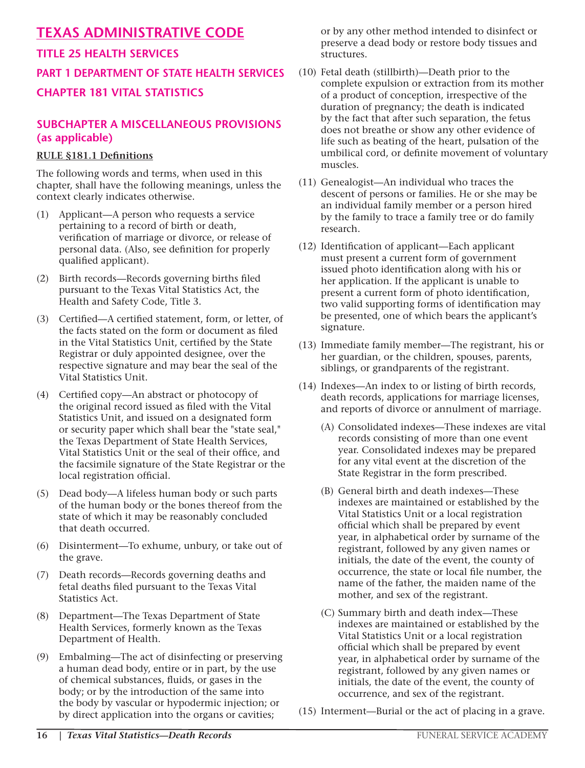# TEXAS ADMINISTRATIVE CODE

## TITLE 25 HEALTH SERVICES

## PART 1 DEPARTMENT OF STATE HEALTH SERVICES

## CHAPTER 181 VITAL STATISTICS

### SUBCHAPTER A MISCELLANEOUS PROVISIONS (as applicable)

**RULE §181.1 Definitions**

The following words and terms, when used in this chapter, shall have the following meanings, unless the context clearly indicates otherwise.

(1) Applicant—A person who requests a service pertaining to a record of birth or death, verification of marriage or divorce, or release of personal data. (Also, see definition for properly qualified applicant).

(2) Birth records—Records governing births filed pursuant to the Texas Vital Statistics Act, the Health and Safety Code, Title 3.

(3) Certified—A certified statement, form, or letter, of the facts stated on the form or document as filed in the Vital Statistics Unit, certified by the State Registrar or duly appointed designee, over the respective signature and may bear the seal of the Vital Statistics Unit.

(4) Certified copy—An abstract or photocopy of the original record issued as filed with the Vital Statistics Unit, and issued on a designated form or security paper which shall bear the "state seal," the Texas Department of State Health Services, Vital Statistics Unit or the seal of their office, and the facsimile signature of the State Registrar or the local registration official.

(5) Dead body—A lifeless human body or such parts of the human body or the bones thereof from the state of which it may be reasonably concluded that death occurred.

(6) Disinterment—To exhume, unbury, or take out of the grave.

(7) Death records—Records governing deaths and fetal deaths filed pursuant to the Texas Vital Statistics Act.

(8) Department—The Texas Department of State Health Services, formerly known as the Texas Department of Health.

(9) Embalming—The act of disinfecting or preserving a human dead body, entire or in part, by the use of chemical substances, fluids, or gases in the body; or by the introduction of the same into the body by vascular or hypodermic injection; or by direct application into the organs or cavities; or by any other method intended to disinfect or preserve a dead body or restore body tissues and structures.

(10) Fetal death (stillbirth)—Death prior to the complete expulsion or extraction from its mother of a product of conception, irrespective of the duration of pregnancy; the death is indicated by the fact that after such separation, the fetus does not breathe or show any other evidence of life such as beating of the heart, pulsation of the umbilical cord, or definite movement of voluntary muscles.

(11) Genealogist—An individual who traces the descent of persons or families. He or she may be an individual family member or a person hired by the family to trace a family tree or do family research.

(12) Identification of applicant—Each applicant must present a current form of government issued photo identification along with his or her application. If the applicant is unable to present a current form of photo identification, two valid supporting forms of identification may be presented, one of which bears the applicant's signature.

(13) Immediate family member—The registrant, his or her guardian, or the children, spouses, parents, siblings, or grandparents of the registrant.

(14) Indexes—An index to or listing of birth records, death records, applications for marriage licenses, and reports of divorce or annulment of marriage.

   (A) Consolidated indexes—These indexes are vital records consisting of more than one event year. Consolidated indexes may be prepared for any vital event at the discretion of the State Registrar in the form prescribed.

   (B) General birth and death indexes—These indexes are maintained or established by the Vital Statistics Unit or a local registration official which shall be prepared by event year, in alphabetical order by surname of the registrant, followed by any given names or initials, the date of the event, the county of occurrence, the state or local file number, the name of the father, the maiden name of the mother, and sex of the registrant.

   (C) Summary birth and death index—These indexes are maintained or established by the Vital Statistics Unit or a local registration official which shall be prepared by event year, in alphabetical order by surname of the registrant, followed by any given names or initials, the date of the event, the county of occurrence, and sex of the registrant.

(15) Interment—Burial or the act of placing in a grave.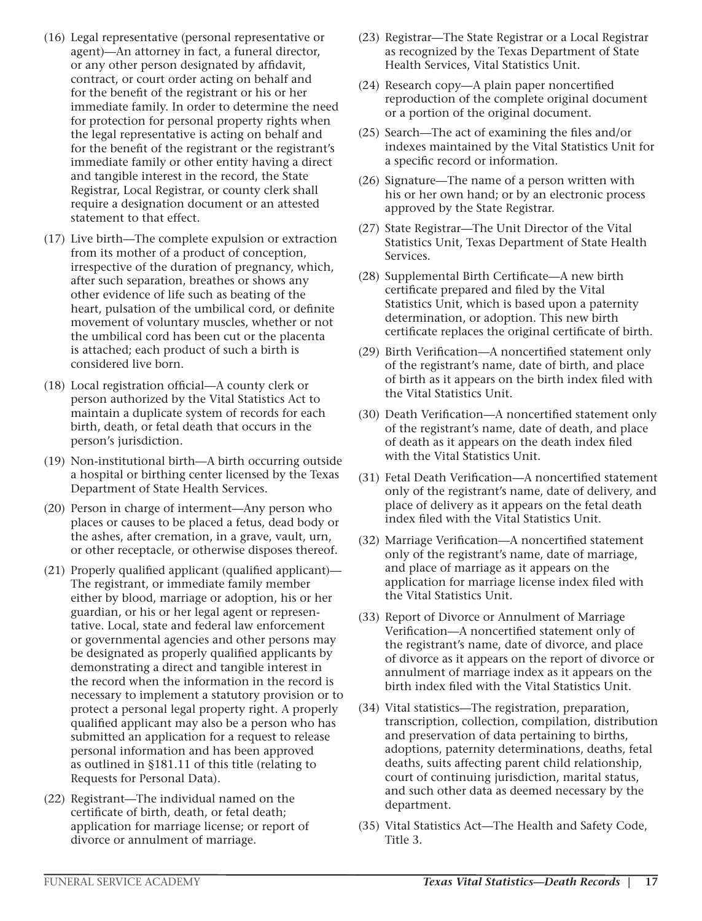(16) Legal representative (personal representative or agent)—An attorney in fact, a funeral director, or any other person designated by affidavit, contract, or court order acting on behalf and for the benefit of the registrant or his or her immediate family. In order to determine the need for protection for personal property rights when the legal representative is acting on behalf and for the benefit of the registrant or the registrant's immediate family or other entity having a direct and tangible interest in the record, the State Registrar, Local Registrar, or county clerk shall require a designation document or an attested statement to that effect.

(17) Live birth—The complete expulsion or extraction from its mother of a product of conception, irrespective of the duration of pregnancy, which, after such separation, breathes or shows any other evidence of life such as beating of the heart, pulsation of the umbilical cord, or definite movement of voluntary muscles, whether or not the umbilical cord has been cut or the placenta is attached; each product of such a birth is considered live born.

(18) Local registration official—A county clerk or person authorized by the Vital Statistics Act to maintain a duplicate system of records for each birth, death, or fetal death that occurs in the person's jurisdiction.

(19) Non-institutional birth—A birth occurring outside a hospital or birthing center licensed by the Texas Department of State Health Services.

(20) Person in charge of interment—Any person who places or causes to be placed a fetus, dead body or the ashes, after cremation, in a grave, vault, urn, or other receptacle, or otherwise disposes thereof.

(21) Properly qualified applicant (qualified applicant)—The registrant, or immediate family member either by blood, marriage or adoption, his or her guardian, or his or her legal agent or representative. Local, state and federal law enforcement or governmental agencies and other persons may be designated as properly qualified applicants by demonstrating a direct and tangible interest in the record when the information in the record is necessary to implement a statutory provision or to protect a personal legal property right. A properly qualified applicant may also be a person who has submitted an application for a request to release personal information and has been approved as outlined in §181.11 of this title (relating to Requests for Personal Data).

(22) Registrant—The individual named on the certificate of birth, death, or fetal death; application for marriage license; or report of divorce or annulment of marriage.

(23) Registrar—The State Registrar or a Local Registrar as recognized by the Texas Department of State Health Services, Vital Statistics Unit.

(24) Research copy—A plain paper noncertified reproduction of the complete original document or a portion of the original document.

(25) Search—The act of examining the files and/or indexes maintained by the Vital Statistics Unit for a specific record or information.

(26) Signature—The name of a person written with his or her own hand; or by an electronic process approved by the State Registrar.

(27) State Registrar—The Unit Director of the Vital Statistics Unit, Texas Department of State Health Services.

(28) Supplemental Birth Certificate—A new birth certificate prepared and filed by the Vital Statistics Unit, which is based upon a paternity determination, or adoption. This new birth certificate replaces the original certificate of birth.

(29) Birth Verification—A noncertified statement only of the registrant's name, date of birth, and place of birth as it appears on the birth index filed with the Vital Statistics Unit.

(30) Death Verification—A noncertified statement only of the registrant's name, date of death, and place of death as it appears on the death index filed with the Vital Statistics Unit.

(31) Fetal Death Verification—A noncertified statement only of the registrant's name, date of delivery, and place of delivery as it appears on the fetal death index filed with the Vital Statistics Unit.

(32) Marriage Verification—A noncertified statement only of the registrant's name, date of marriage, and place of marriage as it appears on the application for marriage license index filed with the Vital Statistics Unit.

(33) Report of Divorce or Annulment of Marriage Verification—A noncertified statement only of the registrant's name, date of divorce, and place of divorce as it appears on the report of divorce or annulment of marriage index as it appears on the birth index filed with the Vital Statistics Unit.

(34) Vital statistics—The registration, preparation, transcription, collection, compilation, distribution and preservation of data pertaining to births, adoptions, paternity determinations, deaths, fetal deaths, suits affecting parent child relationship, court of continuing jurisdiction, marital status, and such other data as deemed necessary by the department.

(35) Vital Statistics Act—The Health and Safety Code, Title 3.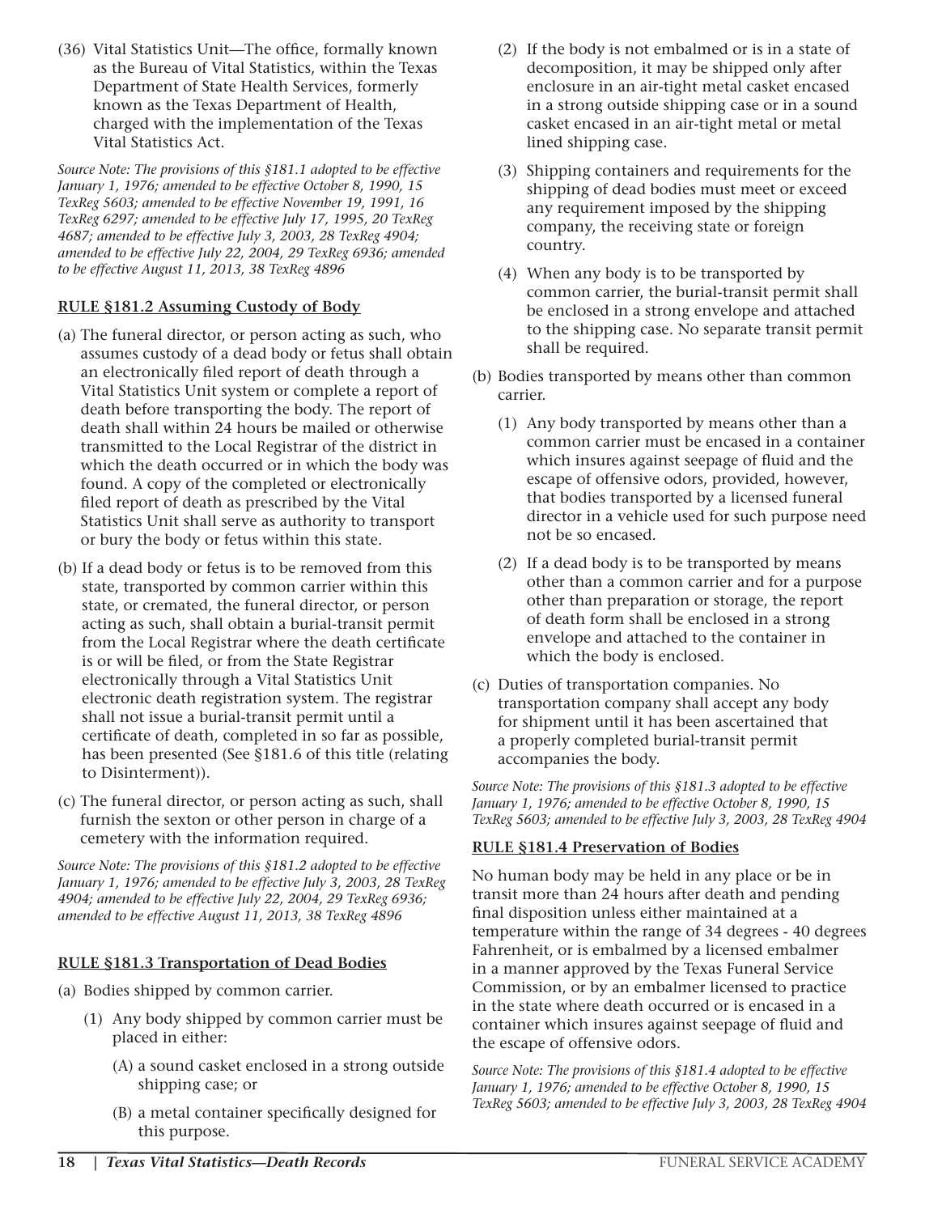(36) Vital Statistics Unit—The office, formally known as the Bureau of Vital Statistics, within the Texas Department of State Health Services, formerly known as the Texas Department of Health, charged with the implementation of the Texas Vital Statistics Act.

*Source Note: The provisions of this §181.1 adopted to be effective January 1, 1976; amended to be effective October 8, 1990, 15 TexReg 5603; amended to be effective November 19, 1991, 16 TexReg 6297; amended to be effective July 17, 1995, 20 TexReg 4687; amended to be effective July 3, 2003, 28 TexReg 4904; amended to be effective July 22, 2004, 29 TexReg 6936; amended to be effective August 11, 2013, 38 TexReg 4896*

### RULE §181.2 Assuming Custody of Body

(a) The funeral director, or person acting as such, who assumes custody of a dead body or fetus shall obtain an electronically filed report of death through a Vital Statistics Unit system or complete a report of death before transporting the body. The report of death shall within 24 hours be mailed or otherwise transmitted to the Local Registrar of the district in which the death occurred or in which the body was found. A copy of the completed or electronically filed report of death as prescribed by the Vital Statistics Unit shall serve as authority to transport or bury the body or fetus within this state.

(b) If a dead body or fetus is to be removed from this state, transported by common carrier within this state, or cremated, the funeral director, or person acting as such, shall obtain a burial-transit permit from the Local Registrar where the death certificate is or will be filed, or from the State Registrar electronically through a Vital Statistics Unit electronic death registration system. The registrar shall not issue a burial-transit permit until a certificate of death, completed in so far as possible, has been presented (See §181.6 of this title (relating to Disinterment)).

(c) The funeral director, or person acting as such, shall furnish the sexton or other person in charge of a cemetery with the information required.

*Source Note: The provisions of this §181.2 adopted to be effective January 1, 1976; amended to be effective July 3, 2003, 28 TexReg 4904; amended to be effective July 22, 2004, 29 TexReg 6936; amended to be effective August 11, 2013, 38 TexReg 4896*

### RULE §181.3 Transportation of Dead Bodies

(a) Bodies shipped by common carrier.

  (1) Any body shipped by common carrier must be placed in either:

    (A) a sound casket enclosed in a strong outside shipping case; or

    (B) a metal container specifically designed for this purpose.

  (2) If the body is not embalmed or is in a state of decomposition, it may be shipped only after enclosure in an air-tight metal casket encased in a strong outside shipping case or in a sound casket encased in an air-tight metal or metal lined shipping case.

  (3) Shipping containers and requirements for the shipping of dead bodies must meet or exceed any requirement imposed by the shipping company, the receiving state or foreign country.

  (4) When any body is to be transported by common carrier, the burial-transit permit shall be enclosed in a strong envelope and attached to the shipping case. No separate transit permit shall be required.

(b) Bodies transported by means other than common carrier.

  (1) Any body transported by means other than a common carrier must be encased in a container which insures against seepage of fluid and the escape of offensive odors, provided, however, that bodies transported by a licensed funeral director in a vehicle used for such purpose need not be so encased.

  (2) If a dead body is to be transported by means other than a common carrier and for a purpose other than preparation or storage, the report of death form shall be enclosed in a strong envelope and attached to the container in which the body is enclosed.

(c) Duties of transportation companies. No transportation company shall accept any body for shipment until it has been ascertained that a properly completed burial-transit permit accompanies the body.

*Source Note: The provisions of this §181.3 adopted to be effective January 1, 1976; amended to be effective October 8, 1990, 15 TexReg 5603; amended to be effective July 3, 2003, 28 TexReg 4904*

### RULE §181.4 Preservation of Bodies

No human body may be held in any place or be in transit more than 24 hours after death and pending final disposition unless either maintained at a temperature within the range of 34 degrees - 40 degrees Fahrenheit, or is embalmed by a licensed embalmer in a manner approved by the Texas Funeral Service Commission, or by an embalmer licensed to practice in the state where death occurred or is encased in a container which insures against seepage of fluid and the escape of offensive odors.

*Source Note: The provisions of this §181.4 adopted to be effective January 1, 1976; amended to be effective October 8, 1990, 15 TexReg 5603; amended to be effective July 3, 2003, 28 TexReg 4904*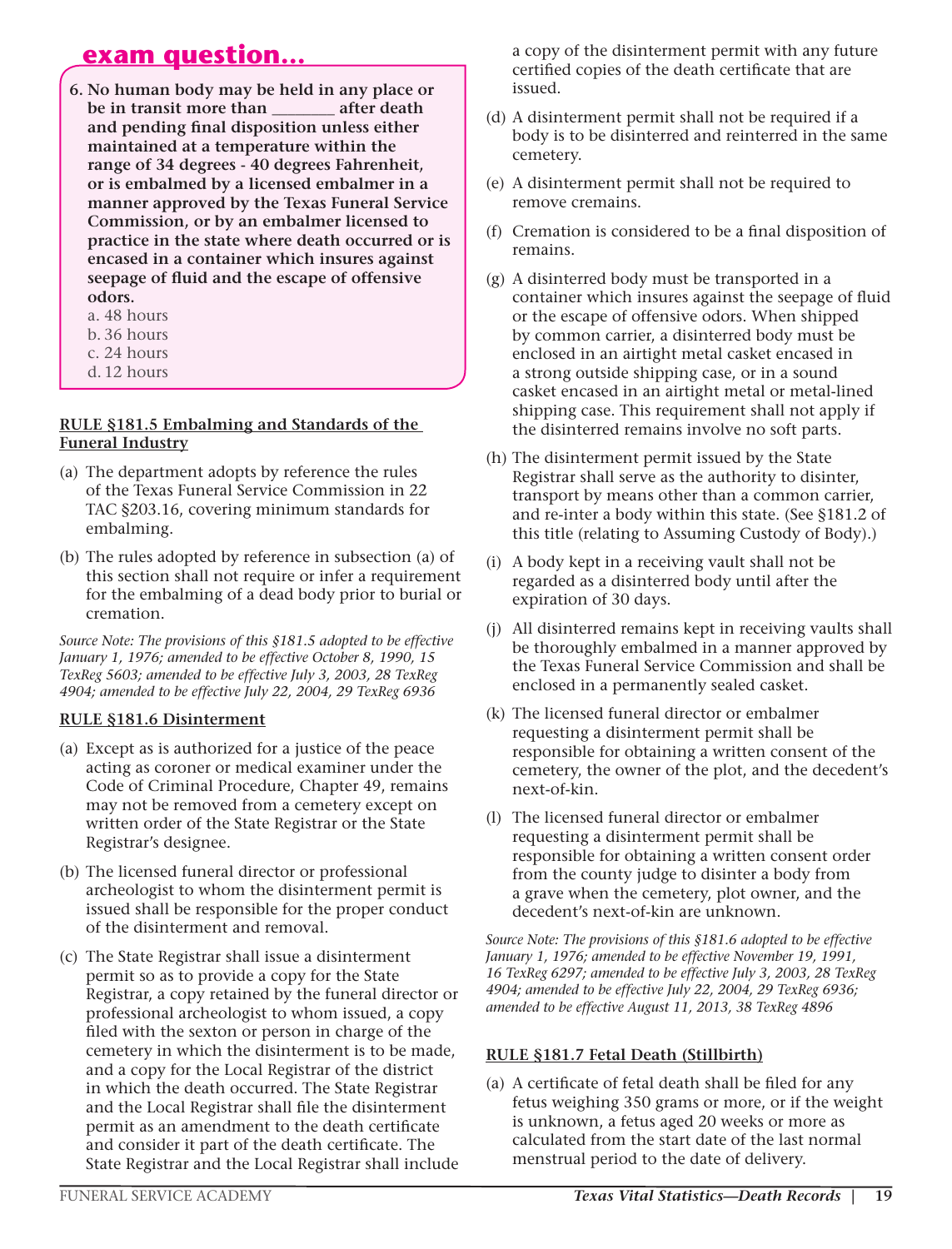## exam question...

**6. No human body may be held in any place or be in transit more than _______ after death and pending final disposition unless either maintained at a temperature within the range of 34 degrees - 40 degrees Fahrenheit, or is embalmed by a licensed embalmer in a manner approved by the Texas Funeral Service Commission, or by an embalmer licensed to practice in the state where death occurred or is encased in a container which insures against seepage of fluid and the escape of offensive odors.**

a. 48 hours
b. 36 hours
c. 24 hours
d. 12 hours

### RULE §181.5 Embalming and Standards of the Funeral Industry

(a) The department adopts by reference the rules of the Texas Funeral Service Commission in 22 TAC §203.16, covering minimum standards for embalming.

(b) The rules adopted by reference in subsection (a) of this section shall not require or infer a requirement for the embalming of a dead body prior to burial or cremation.

*Source Note: The provisions of this §181.5 adopted to be effective January 1, 1976; amended to be effective October 8, 1990, 15 TexReg 5603; amended to be effective July 3, 2003, 28 TexReg 4904; amended to be effective July 22, 2004, 29 TexReg 6936*

### RULE §181.6 Disinterment

(a) Except as is authorized for a justice of the peace acting as coroner or medical examiner under the Code of Criminal Procedure, Chapter 49, remains may not be removed from a cemetery except on written order of the State Registrar or the State Registrar's designee.

(b) The licensed funeral director or professional archeologist to whom the disinterment permit is issued shall be responsible for the proper conduct of the disinterment and removal.

(c) The State Registrar shall issue a disinterment permit so as to provide a copy for the State Registrar, a copy retained by the funeral director or professional archeologist to whom issued, a copy filed with the sexton or person in charge of the cemetery in which the disinterment is to be made, and a copy for the Local Registrar of the district in which the death occurred. The State Registrar and the Local Registrar shall file the disinterment permit as an amendment to the death certificate and consider it part of the death certificate. The State Registrar and the Local Registrar shall include a copy of the disinterment permit with any future certified copies of the death certificate that are issued.

(d) A disinterment permit shall not be required if a body is to be disinterred and reinterred in the same cemetery.

(e) A disinterment permit shall not be required to remove cremains.

(f) Cremation is considered to be a final disposition of remains.

(g) A disinterred body must be transported in a container which insures against the seepage of fluid or the escape of offensive odors. When shipped by common carrier, a disinterred body must be enclosed in an airtight metal casket encased in a strong outside shipping case, or in a sound casket encased in an airtight metal or metal-lined shipping case. This requirement shall not apply if the disinterred remains involve no soft parts.

(h) The disinterment permit issued by the State Registrar shall serve as the authority to disinter, transport by means other than a common carrier, and re-inter a body within this state. (See §181.2 of this title (relating to Assuming Custody of Body).)

(i) A body kept in a receiving vault shall not be regarded as a disinterred body until after the expiration of 30 days.

(j) All disinterred remains kept in receiving vaults shall be thoroughly embalmed in a manner approved by the Texas Funeral Service Commission and shall be enclosed in a permanently sealed casket.

(k) The licensed funeral director or embalmer requesting a disinterment permit shall be responsible for obtaining a written consent of the cemetery, the owner of the plot, and the decedent's next-of-kin.

(l) The licensed funeral director or embalmer requesting a disinterment permit shall be responsible for obtaining a written consent order from the county judge to disinter a body from a grave when the cemetery, plot owner, and the decedent's next-of-kin are unknown.

*Source Note: The provisions of this §181.6 adopted to be effective January 1, 1976; amended to be effective November 19, 1991, 16 TexReg 6297; amended to be effective July 3, 2003, 28 TexReg 4904; amended to be effective July 22, 2004, 29 TexReg 6936; amended to be effective August 11, 2013, 38 TexReg 4896*

### RULE §181.7 Fetal Death (Stillbirth)

(a) A certificate of fetal death shall be filed for any fetus weighing 350 grams or more, or if the weight is unknown, a fetus aged 20 weeks or more as calculated from the start date of the last normal menstrual period to the date of delivery.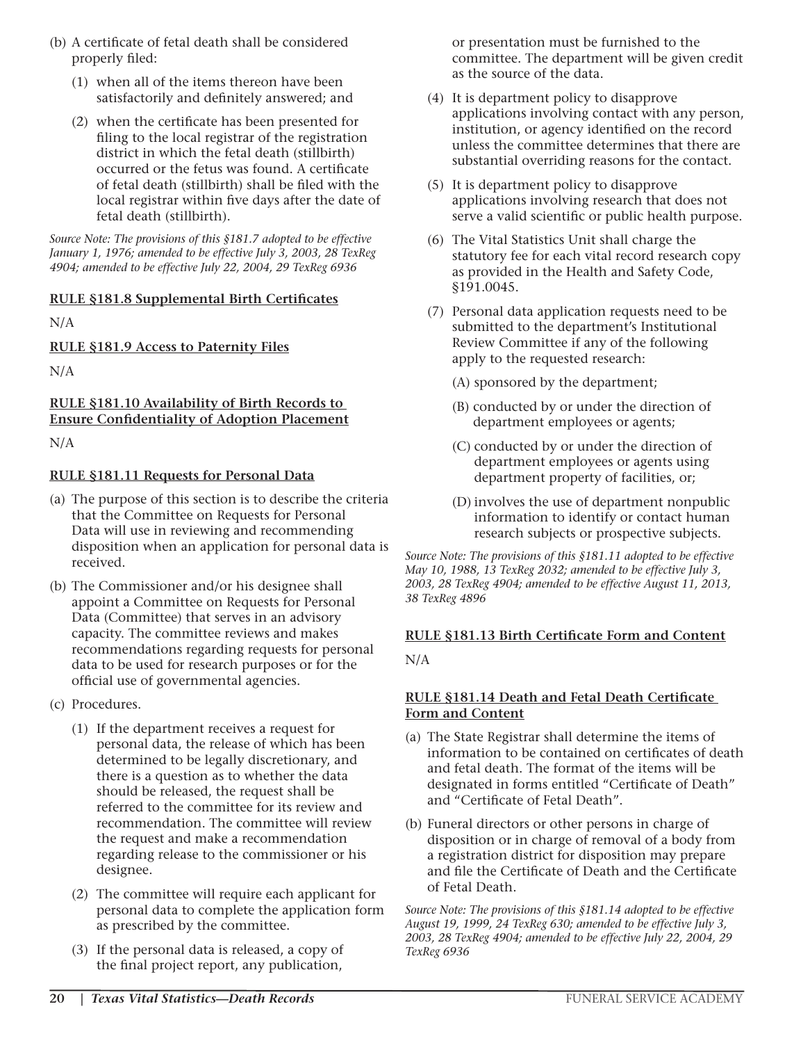(b) A certificate of fetal death shall be considered properly filed:

(1) when all of the items thereon have been satisfactorily and definitely answered; and

(2) when the certificate has been presented for filing to the local registrar of the registration district in which the fetal death (stillbirth) occurred or the fetus was found. A certificate of fetal death (stillbirth) shall be filed with the local registrar within five days after the date of fetal death (stillbirth).

*Source Note: The provisions of this §181.7 adopted to be effective January 1, 1976; amended to be effective July 3, 2003, 28 TexReg 4904; amended to be effective July 22, 2004, 29 TexReg 6936*

**RULE §181.8 Supplemental Birth Certificates**

N/A

**RULE §181.9 Access to Paternity Files**

N/A

**RULE §181.10 Availability of Birth Records to Ensure Confidentiality of Adoption Placement**

N/A

**RULE §181.11 Requests for Personal Data**

(a) The purpose of this section is to describe the criteria that the Committee on Requests for Personal Data will use in reviewing and recommending disposition when an application for personal data is received.

(b) The Commissioner and/or his designee shall appoint a Committee on Requests for Personal Data (Committee) that serves in an advisory capacity. The committee reviews and makes recommendations regarding requests for personal data to be used for research purposes or for the official use of governmental agencies.

(c) Procedures.

(1) If the department receives a request for personal data, the release of which has been determined to be legally discretionary, and there is a question as to whether the data should be released, the request shall be referred to the committee for its review and recommendation. The committee will review the request and make a recommendation regarding release to the commissioner or his designee.

(2) The committee will require each applicant for personal data to complete the application form as prescribed by the committee.

(3) If the personal data is released, a copy of the final project report, any publication, or presentation must be furnished to the committee. The department will be given credit as the source of the data.

(4) It is department policy to disapprove applications involving contact with any person, institution, or agency identified on the record unless the committee determines that there are substantial overriding reasons for the contact.

(5) It is department policy to disapprove applications involving research that does not serve a valid scientific or public health purpose.

(6) The Vital Statistics Unit shall charge the statutory fee for each vital record research copy as provided in the Health and Safety Code, §191.0045.

(7) Personal data application requests need to be submitted to the department's Institutional Review Committee if any of the following apply to the requested research:

(A) sponsored by the department;

(B) conducted by or under the direction of department employees or agents;

(C) conducted by or under the direction of department employees or agents using department property of facilities, or;

(D) involves the use of department nonpublic information to identify or contact human research subjects or prospective subjects.

*Source Note: The provisions of this §181.11 adopted to be effective May 10, 1988, 13 TexReg 2032; amended to be effective July 3, 2003, 28 TexReg 4904; amended to be effective August 11, 2013, 38 TexReg 4896*

**RULE §181.13 Birth Certificate Form and Content**

N/A

**RULE §181.14 Death and Fetal Death Certificate Form and Content**

(a) The State Registrar shall determine the items of information to be contained on certificates of death and fetal death. The format of the items will be designated in forms entitled "Certificate of Death" and "Certificate of Fetal Death".

(b) Funeral directors or other persons in charge of disposition or in charge of removal of a body from a registration district for disposition may prepare and file the Certificate of Death and the Certificate of Fetal Death.

*Source Note: The provisions of this §181.14 adopted to be effective August 19, 1999, 24 TexReg 630; amended to be effective July 3, 2003, 28 TexReg 4904; amended to be effective July 22, 2004, 29 TexReg 6936*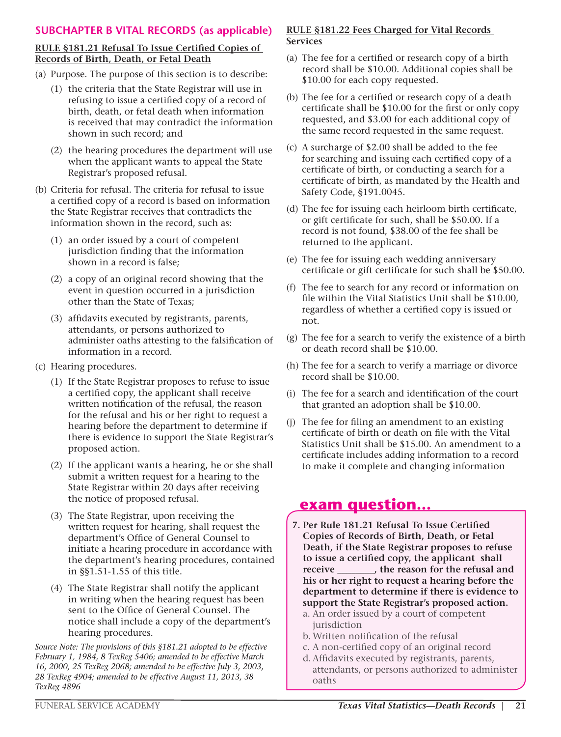## SUBCHAPTER B VITAL RECORDS (as applicable)

### RULE §181.21 Refusal To Issue Certified Copies of Records of Birth, Death, or Fetal Death

(a) Purpose. The purpose of this section is to describe:

(1) the criteria that the State Registrar will use in refusing to issue a certified copy of a record of birth, death, or fetal death when information is received that may contradict the information shown in such record; and

(2) the hearing procedures the department will use when the applicant wants to appeal the State Registrar's proposed refusal.

(b) Criteria for refusal. The criteria for refusal to issue a certified copy of a record is based on information the State Registrar receives that contradicts the information shown in the record, such as:

(1) an order issued by a court of competent jurisdiction finding that the information shown in a record is false;

(2) a copy of an original record showing that the event in question occurred in a jurisdiction other than the State of Texas;

(3) affidavits executed by registrants, parents, attendants, or persons authorized to administer oaths attesting to the falsification of information in a record.

(c) Hearing procedures.

(1) If the State Registrar proposes to refuse to issue a certified copy, the applicant shall receive written notification of the refusal, the reason for the refusal and his or her right to request a hearing before the department to determine if there is evidence to support the State Registrar's proposed action.

(2) If the applicant wants a hearing, he or she shall submit a written request for a hearing to the State Registrar within 20 days after receiving the notice of proposed refusal.

(3) The State Registrar, upon receiving the written request for hearing, shall request the department's Office of General Counsel to initiate a hearing procedure in accordance with the department's hearing procedures, contained in §§1.51-1.55 of this title.

(4) The State Registrar shall notify the applicant in writing when the hearing request has been sent to the Office of General Counsel. The notice shall include a copy of the department's hearing procedures.

*Source Note: The provisions of this §181.21 adopted to be effective February 1, 1984, 8 TexReg 5406; amended to be effective March 16, 2000, 25 TexReg 2068; amended to be effective July 3, 2003, 28 TexReg 4904; amended to be effective August 11, 2013, 38 TexReg 4896*

### RULE §181.22 Fees Charged for Vital Records Services

(a) The fee for a certified or research copy of a birth record shall be $10.00. Additional copies shall be $10.00 for each copy requested.

(b) The fee for a certified or research copy of a death certificate shall be $10.00 for the first or only copy requested, and $3.00 for each additional copy of the same record requested in the same request.

(c) A surcharge of $2.00 shall be added to the fee for searching and issuing each certified copy of a certificate of birth, or conducting a search for a certificate of birth, as mandated by the Health and Safety Code, §191.0045.

(d) The fee for issuing each heirloom birth certificate, or gift certificate for such, shall be $50.00. If a record is not found, $38.00 of the fee shall be returned to the applicant.

(e) The fee for issuing each wedding anniversary certificate or gift certificate for such shall be $50.00.

(f) The fee to search for any record or information on file within the Vital Statistics Unit shall be $10.00, regardless of whether a certified copy is issued or not.

(g) The fee for a search to verify the existence of a birth or death record shall be $10.00.

(h) The fee for a search to verify a marriage or divorce record shall be $10.00.

(i) The fee for a search and identification of the court that granted an adoption shall be $10.00.

(j) The fee for filing an amendment to an existing certificate of birth or death on file with the Vital Statistics Unit shall be $15.00. An amendment to a certificate includes adding information to a record to make it complete and changing information

## exam question...

**7. Per Rule 181.21 Refusal To Issue Certified Copies of Records of Birth, Death, or Fetal Death, if the State Registrar proposes to refuse to issue a certified copy, the applicant shall receive ________, the reason for the refusal and his or her right to request a hearing before the department to determine if there is evidence to support the State Registrar's proposed action.**

a. An order issued by a court of competent jurisdiction
b. Written notification of the refusal
c. A non-certified copy of an original record
d. Affidavits executed by registrants, parents, attendants, or persons authorized to administer oaths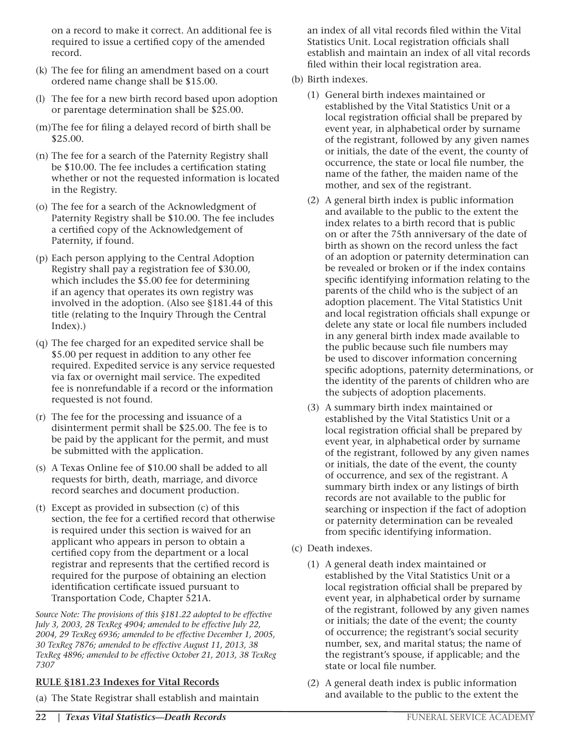on a record to make it correct. An additional fee is required to issue a certified copy of the amended record.

(k) The fee for filing an amendment based on a court ordered name change shall be $15.00.

(l) The fee for a new birth record based upon adoption or parentage determination shall be $25.00.

(m) The fee for filing a delayed record of birth shall be $25.00.

(n) The fee for a search of the Paternity Registry shall be $10.00. The fee includes a certification stating whether or not the requested information is located in the Registry.

(o) The fee for a search of the Acknowledgment of Paternity Registry shall be $10.00. The fee includes a certified copy of the Acknowledgement of Paternity, if found.

(p) Each person applying to the Central Adoption Registry shall pay a registration fee of $30.00, which includes the $5.00 fee for determining if an agency that operates its own registry was involved in the adoption. (Also see §181.44 of this title (relating to the Inquiry Through the Central Index).)

(q) The fee charged for an expedited service shall be $5.00 per request in addition to any other fee required. Expedited service is any service requested via fax or overnight mail service. The expedited fee is nonrefundable if a record or the information requested is not found.

(r) The fee for the processing and issuance of a disinterment permit shall be $25.00. The fee is to be paid by the applicant for the permit, and must be submitted with the application.

(s) A Texas Online fee of $10.00 shall be added to all requests for birth, death, marriage, and divorce record searches and document production.

(t) Except as provided in subsection (c) of this section, the fee for a certified record that otherwise is required under this section is waived for an applicant who appears in person to obtain a certified copy from the department or a local registrar and represents that the certified record is required for the purpose of obtaining an election identification certificate issued pursuant to Transportation Code, Chapter 521A.

*Source Note: The provisions of this §181.22 adopted to be effective July 3, 2003, 28 TexReg 4904; amended to be effective July 22, 2004, 29 TexReg 6936; amended to be effective December 1, 2005, 30 TexReg 7876; amended to be effective August 11, 2013, 38 TexReg 4896; amended to be effective October 21, 2013, 38 TexReg 7307*

## RULE §181.23 Indexes for Vital Records

(a) The State Registrar shall establish and maintain an index of all vital records filed within the Vital Statistics Unit. Local registration officials shall establish and maintain an index of all vital records filed within their local registration area.

(b) Birth indexes.

 (1) General birth indexes maintained or established by the Vital Statistics Unit or a local registration official shall be prepared by event year, in alphabetical order by surname of the registrant, followed by any given names or initials, the date of the event, the county of occurrence, the state or local file number, the name of the father, the maiden name of the mother, and sex of the registrant.

 (2) A general birth index is public information and available to the public to the extent the index relates to a birth record that is public on or after the 75th anniversary of the date of birth as shown on the record unless the fact of an adoption or paternity determination can be revealed or broken or if the index contains specific identifying information relating to the parents of the child who is the subject of an adoption placement. The Vital Statistics Unit and local registration officials shall expunge or delete any state or local file numbers included in any general birth index made available to the public because such file numbers may be used to discover information concerning specific adoptions, paternity determinations, or the identity of the parents of children who are the subjects of adoption placements.

 (3) A summary birth index maintained or established by the Vital Statistics Unit or a local registration official shall be prepared by event year, in alphabetical order by surname of the registrant, followed by any given names or initials, the date of the event, the county of occurrence, and sex of the registrant. A summary birth index or any listings of birth records are not available to the public for searching or inspection if the fact of adoption or paternity determination can be revealed from specific identifying information.

(c) Death indexes.

 (1) A general death index maintained or established by the Vital Statistics Unit or a local registration official shall be prepared by event year, in alphabetical order by surname of the registrant, followed by any given names or initials; the date of the event; the county of occurrence; the registrant's social security number, sex, and marital status; the name of the registrant's spouse, if applicable; and the state or local file number.

 (2) A general death index is public information and available to the public to the extent the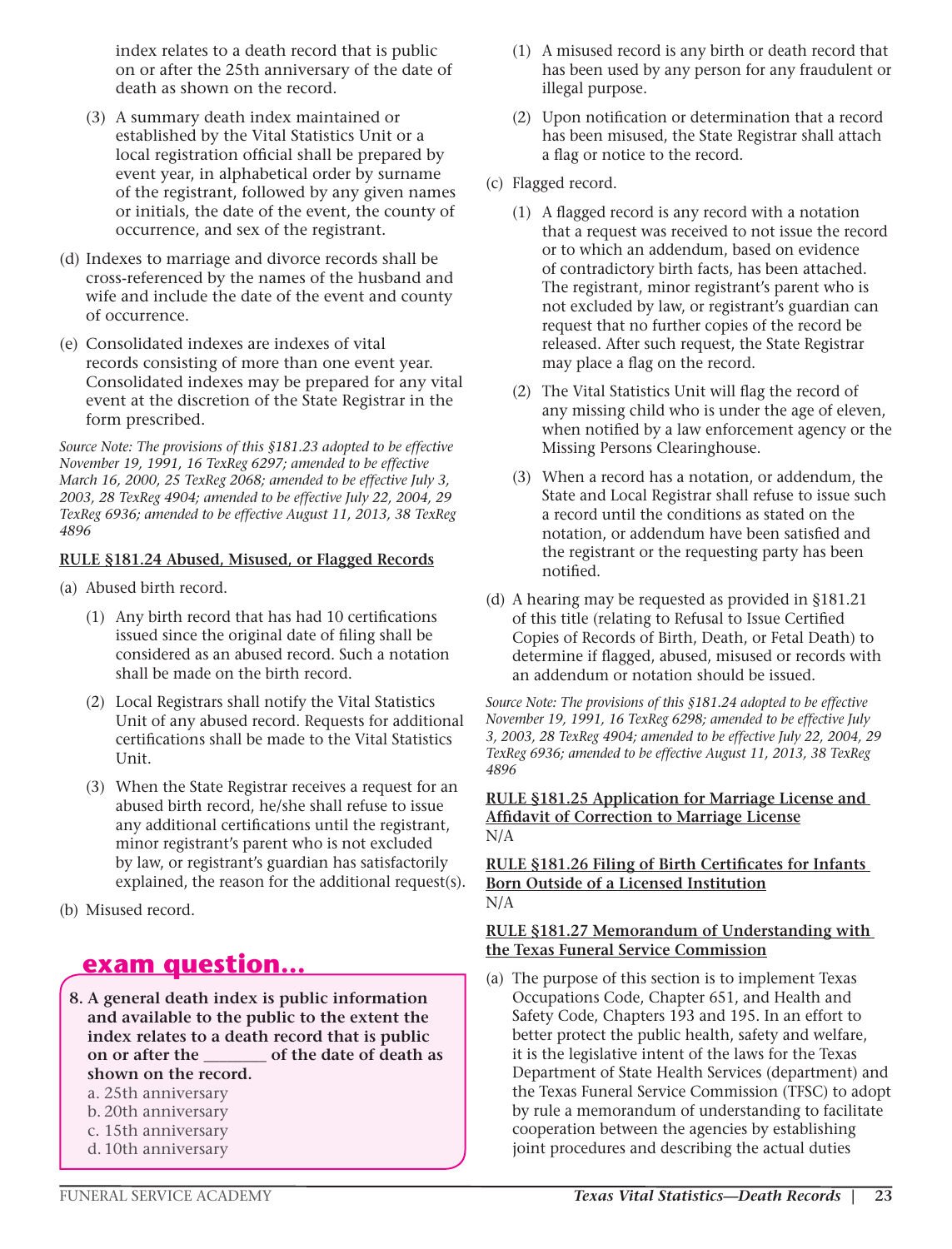index relates to a death record that is public on or after the 25th anniversary of the date of death as shown on the record.

(3) A summary death index maintained or established by the Vital Statistics Unit or a local registration official shall be prepared by event year, in alphabetical order by surname of the registrant, followed by any given names or initials, the date of the event, the county of occurrence, and sex of the registrant.

(d) Indexes to marriage and divorce records shall be cross-referenced by the names of the husband and wife and include the date of the event and county of occurrence.

(e) Consolidated indexes are indexes of vital records consisting of more than one event year. Consolidated indexes may be prepared for any vital event at the discretion of the State Registrar in the form prescribed.

*Source Note: The provisions of this §181.23 adopted to be effective November 19, 1991, 16 TexReg 6297; amended to be effective March 16, 2000, 25 TexReg 2068; amended to be effective July 3, 2003, 28 TexReg 4904; amended to be effective July 22, 2004, 29 TexReg 6936; amended to be effective August 11, 2013, 38 TexReg 4896*

**RULE §181.24 Abused, Misused, or Flagged Records**

(a) Abused birth record.

(1) Any birth record that has had 10 certifications issued since the original date of filing shall be considered as an abused record. Such a notation shall be made on the birth record.

(2) Local Registrars shall notify the Vital Statistics Unit of any abused record. Requests for additional certifications shall be made to the Vital Statistics Unit.

(3) When the State Registrar receives a request for an abused birth record, he/she shall refuse to issue any additional certifications until the registrant, minor registrant's parent who is not excluded by law, or registrant's guardian has satisfactorily explained, the reason for the additional request(s).

(b) Misused record.

(1) A misused record is any birth or death record that has been used by any person for any fraudulent or illegal purpose.

(2) Upon notification or determination that a record has been misused, the State Registrar shall attach a flag or notice to the record.

(c) Flagged record.

(1) A flagged record is any record with a notation that a request was received to not issue the record or to which an addendum, based on evidence of contradictory birth facts, has been attached. The registrant, minor registrant's parent who is not excluded by law, or registrant's guardian can request that no further copies of the record be released. After such request, the State Registrar may place a flag on the record.

(2) The Vital Statistics Unit will flag the record of any missing child who is under the age of eleven, when notified by a law enforcement agency or the Missing Persons Clearinghouse.

(3) When a record has a notation, or addendum, the State and Local Registrar shall refuse to issue such a record until the conditions as stated on the notation, or addendum have been satisfied and the registrant or the requesting party has been notified.

(d) A hearing may be requested as provided in §181.21 of this title (relating to Refusal to Issue Certified Copies of Records of Birth, Death, or Fetal Death) to determine if flagged, abused, misused or records with an addendum or notation should be issued.

*Source Note: The provisions of this §181.24 adopted to be effective November 19, 1991, 16 TexReg 6298; amended to be effective July 3, 2003, 28 TexReg 4904; amended to be effective July 22, 2004, 29 TexReg 6936; amended to be effective August 11, 2013, 38 TexReg 4896*

**RULE §181.25 Application for Marriage License and Affidavit of Correction to Marriage License**
N/A

**RULE §181.26 Filing of Birth Certificates for Infants Born Outside of a Licensed Institution**
N/A

**RULE §181.27 Memorandum of Understanding with the Texas Funeral Service Commission**

(a) The purpose of this section is to implement Texas Occupations Code, Chapter 651, and Health and Safety Code, Chapters 193 and 195. In an effort to better protect the public health, safety and welfare, it is the legislative intent of the laws for the Texas Department of State Health Services (department) and the Texas Funeral Service Commission (TFSC) to adopt by rule a memorandum of understanding to facilitate cooperation between the agencies by establishing joint procedures and describing the actual duties

## exam question...

**8. A general death index is public information and available to the public to the extent the index relates to a death record that is public on or after the ________ of the date of death as shown on the record.**

a. 25th anniversary
b. 20th anniversary
c. 15th anniversary
d. 10th anniversary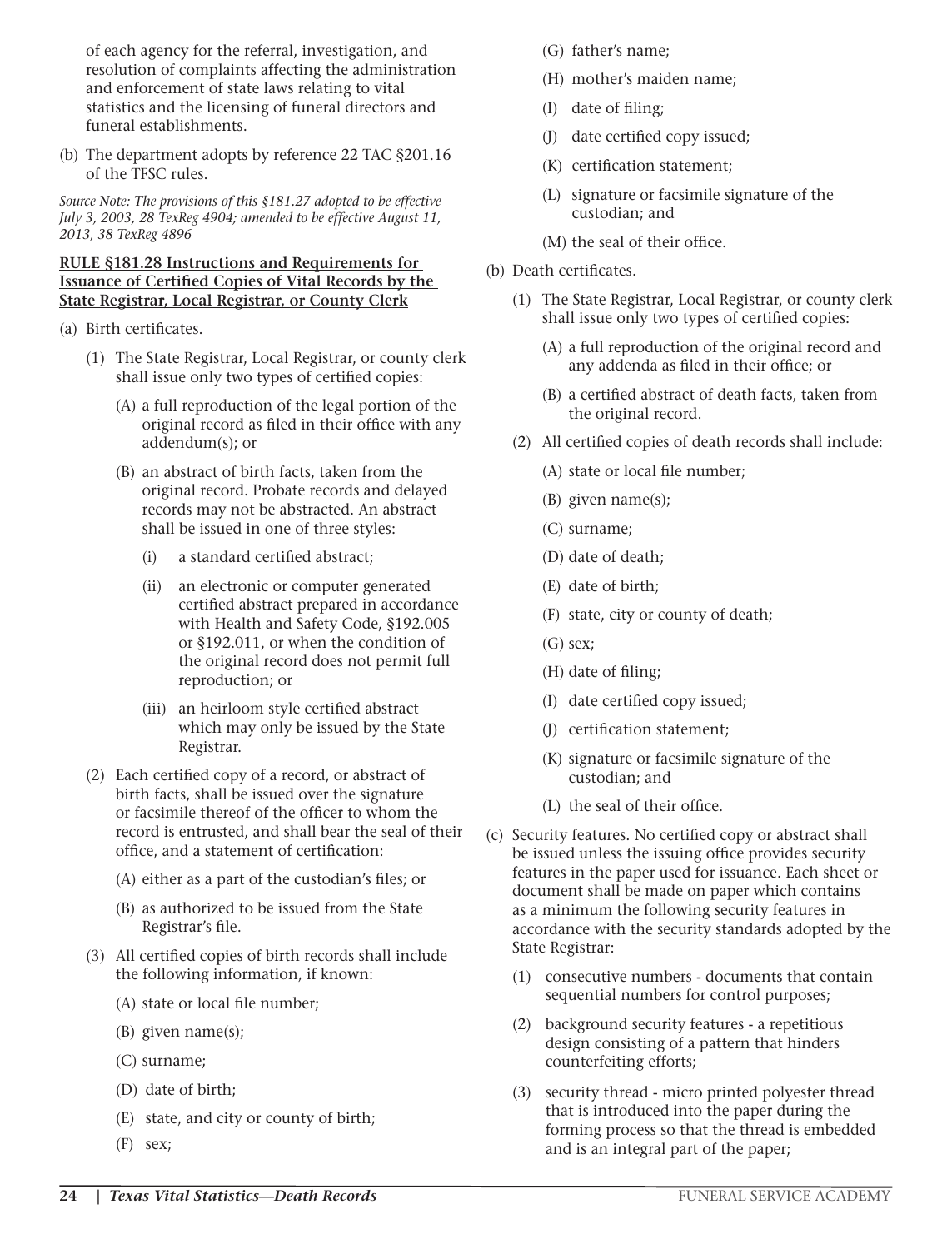of each agency for the referral, investigation, and resolution of complaints affecting the administration and enforcement of state laws relating to vital statistics and the licensing of funeral directors and funeral establishments.

(b) The department adopts by reference 22 TAC §201.16 of the TFSC rules.

*Source Note: The provisions of this §181.27 adopted to be effective July 3, 2003, 28 TexReg 4904; amended to be effective August 11, 2013, 38 TexReg 4896*

**RULE §181.28 Instructions and Requirements for Issuance of Certified Copies of Vital Records by the State Registrar, Local Registrar, or County Clerk**

(a) Birth certificates.

  (1) The State Registrar, Local Registrar, or county clerk shall issue only two types of certified copies:

    (A) a full reproduction of the legal portion of the original record as filed in their office with any addendum(s); or

    (B) an abstract of birth facts, taken from the original record. Probate records and delayed records may not be abstracted. An abstract shall be issued in one of three styles:

      (i) a standard certified abstract;

      (ii) an electronic or computer generated certified abstract prepared in accordance with Health and Safety Code, §192.005 or §192.011, or when the condition of the original record does not permit full reproduction; or

      (iii) an heirloom style certified abstract which may only be issued by the State Registrar.

  (2) Each certified copy of a record, or abstract of birth facts, shall be issued over the signature or facsimile thereof of the officer to whom the record is entrusted, and shall bear the seal of their office, and a statement of certification:

    (A) either as a part of the custodian's files; or

    (B) as authorized to be issued from the State Registrar's file.

  (3) All certified copies of birth records shall include the following information, if known:

    (A) state or local file number;

    (B) given name(s);

    (C) surname;

    (D) date of birth;

    (E) state, and city or county of birth;

    (F) sex;

    (G) father's name;

    (H) mother's maiden name;

    (I) date of filing;

    (J) date certified copy issued;

    (K) certification statement;

    (L) signature or facsimile signature of the custodian; and

    (M) the seal of their office.

(b) Death certificates.

  (1) The State Registrar, Local Registrar, or county clerk shall issue only two types of certified copies:

    (A) a full reproduction of the original record and any addenda as filed in their office; or

    (B) a certified abstract of death facts, taken from the original record.

  (2) All certified copies of death records shall include:

    (A) state or local file number;

    (B) given name(s);

    (C) surname;

    (D) date of death;

    (E) date of birth;

    (F) state, city or county of death;

    (G) sex;

    (H) date of filing;

    (I) date certified copy issued;

    (J) certification statement;

    (K) signature or facsimile signature of the custodian; and

    (L) the seal of their office.

(c) Security features. No certified copy or abstract shall be issued unless the issuing office provides security features in the paper used for issuance. Each sheet or document shall be made on paper which contains as a minimum the following security features in accordance with the security standards adopted by the State Registrar:

  (1) consecutive numbers - documents that contain sequential numbers for control purposes;

  (2) background security features - a repetitious design consisting of a pattern that hinders counterfeiting efforts;

  (3) security thread - micro printed polyester thread that is introduced into the paper during the forming process so that the thread is embedded and is an integral part of the paper;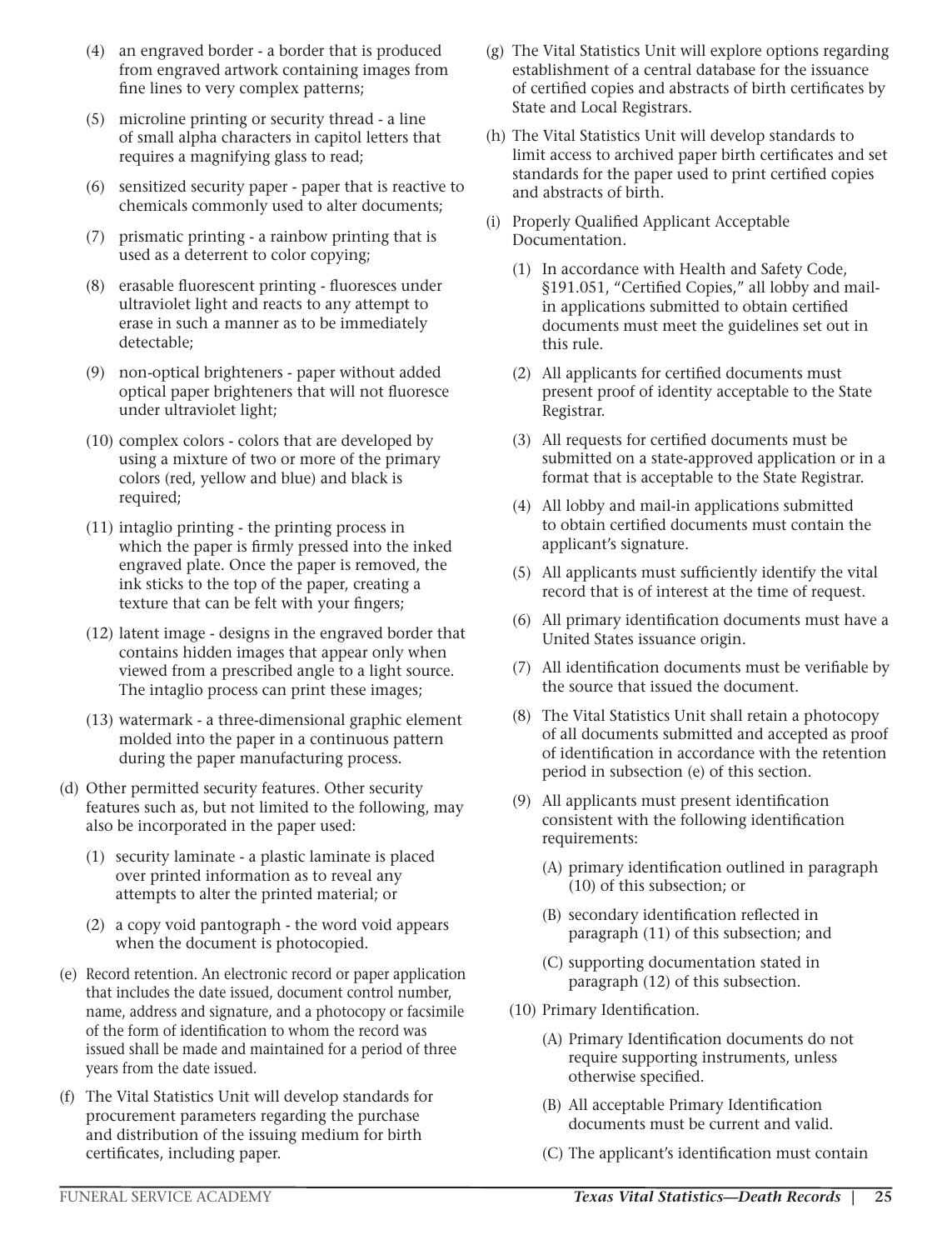(4) an engraved border - a border that is produced from engraved artwork containing images from fine lines to very complex patterns;

(5) microline printing or security thread - a line of small alpha characters in capitol letters that requires a magnifying glass to read;

(6) sensitized security paper - paper that is reactive to chemicals commonly used to alter documents;

(7) prismatic printing - a rainbow printing that is used as a deterrent to color copying;

(8) erasable fluorescent printing - fluoresces under ultraviolet light and reacts to any attempt to erase in such a manner as to be immediately detectable;

(9) non-optical brighteners - paper without added optical paper brighteners that will not fluoresce under ultraviolet light;

(10) complex colors - colors that are developed by using a mixture of two or more of the primary colors (red, yellow and blue) and black is required;

(11) intaglio printing - the printing process in which the paper is firmly pressed into the inked engraved plate. Once the paper is removed, the ink sticks to the top of the paper, creating a texture that can be felt with your fingers;

(12) latent image - designs in the engraved border that contains hidden images that appear only when viewed from a prescribed angle to a light source. The intaglio process can print these images;

(13) watermark - a three-dimensional graphic element molded into the paper in a continuous pattern during the paper manufacturing process.

(d) Other permitted security features. Other security features such as, but not limited to the following, may also be incorporated in the paper used:

(1) security laminate - a plastic laminate is placed over printed information as to reveal any attempts to alter the printed material; or

(2) a copy void pantograph - the word void appears when the document is photocopied.

(e) Record retention. An electronic record or paper application that includes the date issued, document control number, name, address and signature, and a photocopy or facsimile of the form of identification to whom the record was issued shall be made and maintained for a period of three years from the date issued.

(f) The Vital Statistics Unit will develop standards for procurement parameters regarding the purchase and distribution of the issuing medium for birth certificates, including paper.

(g) The Vital Statistics Unit will explore options regarding establishment of a central database for the issuance of certified copies and abstracts of birth certificates by State and Local Registrars.

(h) The Vital Statistics Unit will develop standards to limit access to archived paper birth certificates and set standards for the paper used to print certified copies and abstracts of birth.

(i) Properly Qualified Applicant Acceptable Documentation.

(1) In accordance with Health and Safety Code, §191.051, "Certified Copies," all lobby and mail-in applications submitted to obtain certified documents must meet the guidelines set out in this rule.

(2) All applicants for certified documents must present proof of identity acceptable to the State Registrar.

(3) All requests for certified documents must be submitted on a state-approved application or in a format that is acceptable to the State Registrar.

(4) All lobby and mail-in applications submitted to obtain certified documents must contain the applicant's signature.

(5) All applicants must sufficiently identify the vital record that is of interest at the time of request.

(6) All primary identification documents must have a United States issuance origin.

(7) All identification documents must be verifiable by the source that issued the document.

(8) The Vital Statistics Unit shall retain a photocopy of all documents submitted and accepted as proof of identification in accordance with the retention period in subsection (e) of this section.

(9) All applicants must present identification consistent with the following identification requirements:

(A) primary identification outlined in paragraph (10) of this subsection; or

(B) secondary identification reflected in paragraph (11) of this subsection; and

(C) supporting documentation stated in paragraph (12) of this subsection.

(10) Primary Identification.

(A) Primary Identification documents do not require supporting instruments, unless otherwise specified.

(B) All acceptable Primary Identification documents must be current and valid.

(C) The applicant's identification must contain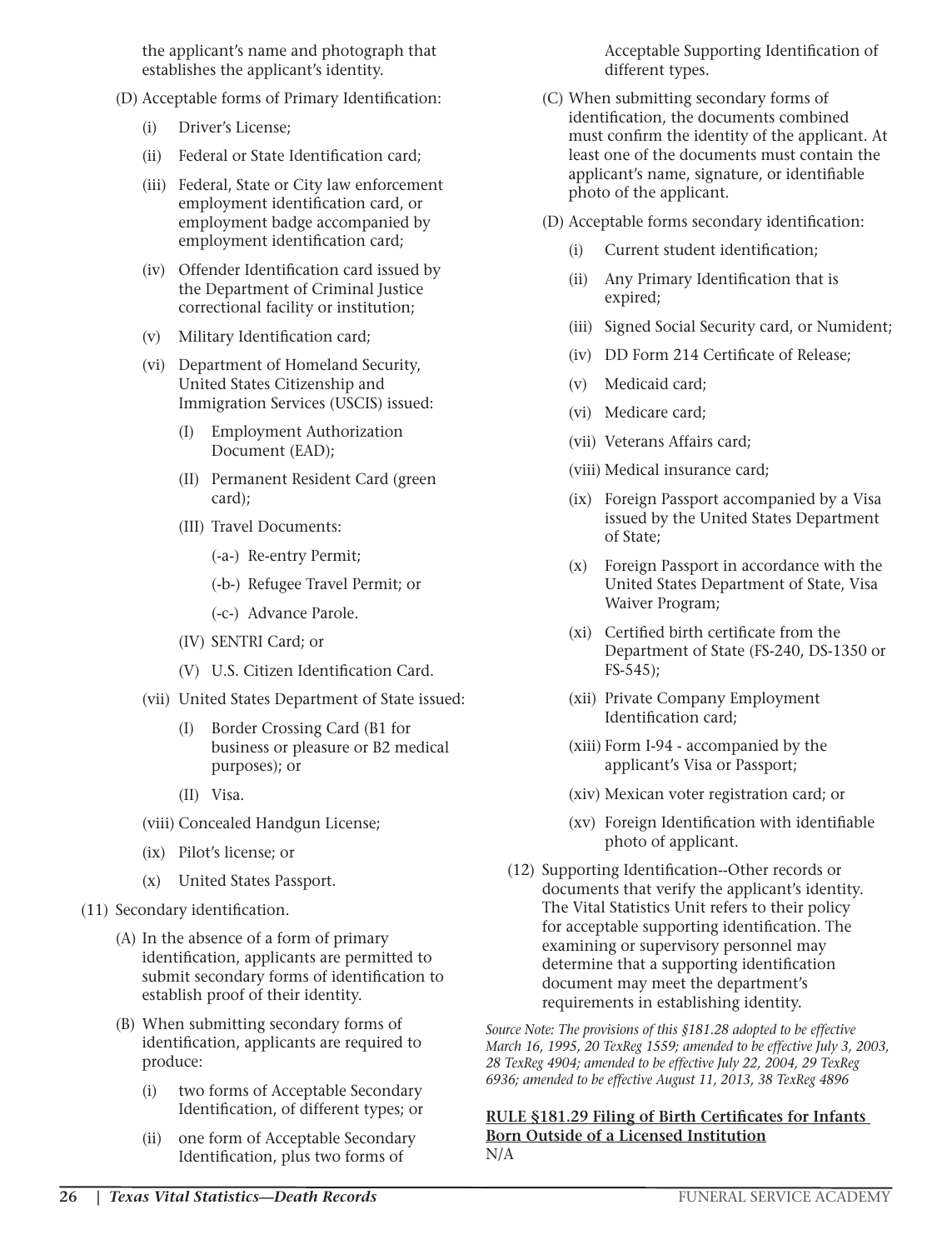the applicant's name and photograph that establishes the applicant's identity.

(D) Acceptable forms of Primary Identification:

(i) Driver's License;

(ii) Federal or State Identification card;

(iii) Federal, State or City law enforcement employment identification card, or employment badge accompanied by employment identification card;

(iv) Offender Identification card issued by the Department of Criminal Justice correctional facility or institution;

(v) Military Identification card;

(vi) Department of Homeland Security, United States Citizenship and Immigration Services (USCIS) issued:

(I) Employment Authorization Document (EAD);

(II) Permanent Resident Card (green card);

(III) Travel Documents:

(-a-) Re-entry Permit;

(-b-) Refugee Travel Permit; or

(-c-) Advance Parole.

(IV) SENTRI Card; or

(V) U.S. Citizen Identification Card.

(vii) United States Department of State issued:

(I) Border Crossing Card (B1 for business or pleasure or B2 medical purposes); or

(II) Visa.

(viii) Concealed Handgun License;

(ix) Pilot's license; or

(x) United States Passport.

(11) Secondary identification.

(A) In the absence of a form of primary identification, applicants are permitted to submit secondary forms of identification to establish proof of their identity.

(B) When submitting secondary forms of identification, applicants are required to produce:

(i) two forms of Acceptable Secondary Identification, of different types; or

(ii) one form of Acceptable Secondary Identification, plus two forms of Acceptable Supporting Identification of different types.

(C) When submitting secondary forms of identification, the documents combined must confirm the identity of the applicant. At least one of the documents must contain the applicant's name, signature, or identifiable photo of the applicant.

(D) Acceptable forms secondary identification:

(i) Current student identification;

(ii) Any Primary Identification that is expired;

(iii) Signed Social Security card, or Numident;

(iv) DD Form 214 Certificate of Release;

(v) Medicaid card;

(vi) Medicare card;

(vii) Veterans Affairs card;

(viii) Medical insurance card;

(ix) Foreign Passport accompanied by a Visa issued by the United States Department of State;

(x) Foreign Passport in accordance with the United States Department of State, Visa Waiver Program;

(xi) Certified birth certificate from the Department of State (FS-240, DS-1350 or FS-545);

(xii) Private Company Employment Identification card;

(xiii) Form I-94 - accompanied by the applicant's Visa or Passport;

(xiv) Mexican voter registration card; or

(xv) Foreign Identification with identifiable photo of applicant.

(12) Supporting Identification--Other records or documents that verify the applicant's identity. The Vital Statistics Unit refers to their policy for acceptable supporting identification. The examining or supervisory personnel may determine that a supporting identification document may meet the department's requirements in establishing identity.

*Source Note: The provisions of this §181.28 adopted to be effective March 16, 1995, 20 TexReg 1559; amended to be effective July 3, 2003, 28 TexReg 4904; amended to be effective July 22, 2004, 29 TexReg 6936; amended to be effective August 11, 2013, 38 TexReg 4896*

**RULE §181.29 Filing of Birth Certificates for Infants Born Outside of a Licensed Institution**

N/A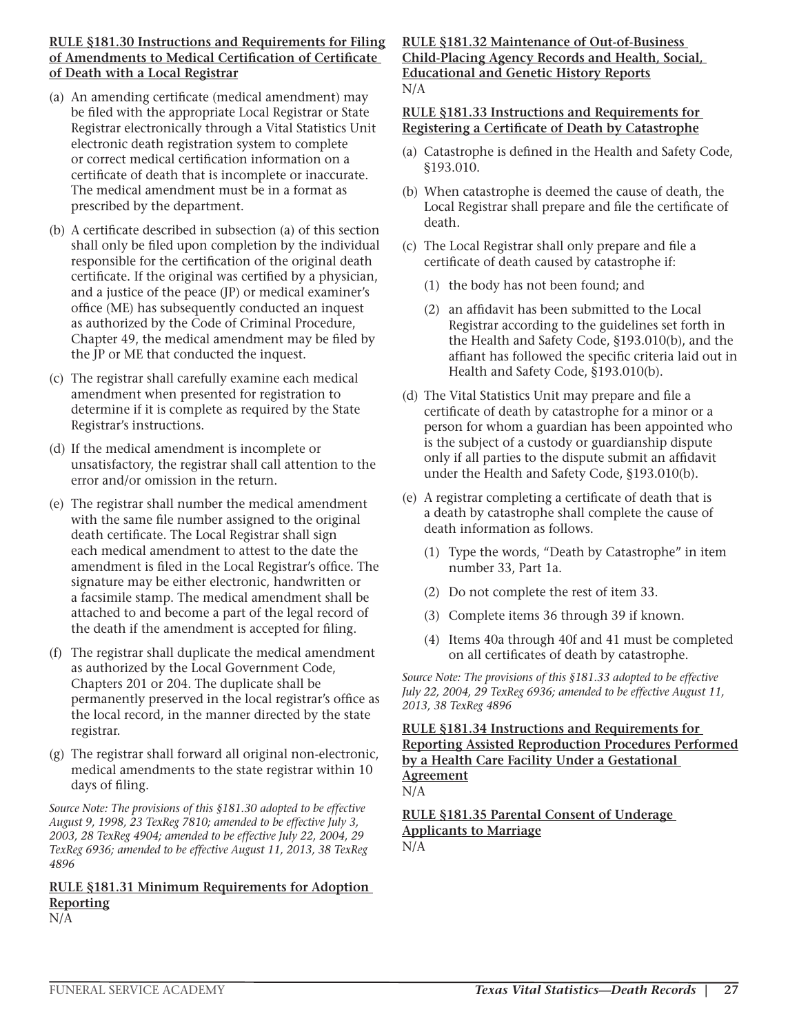**RULE §181.30 Instructions and Requirements for Filing of Amendments to Medical Certification of Certificate of Death with a Local Registrar**

(a) An amending certificate (medical amendment) may be filed with the appropriate Local Registrar or State Registrar electronically through a Vital Statistics Unit electronic death registration system to complete or correct medical certification information on a certificate of death that is incomplete or inaccurate. The medical amendment must be in a format as prescribed by the department.

(b) A certificate described in subsection (a) of this section shall only be filed upon completion by the individual responsible for the certification of the original death certificate. If the original was certified by a physician, and a justice of the peace (JP) or medical examiner's office (ME) has subsequently conducted an inquest as authorized by the Code of Criminal Procedure, Chapter 49, the medical amendment may be filed by the JP or ME that conducted the inquest.

(c) The registrar shall carefully examine each medical amendment when presented for registration to determine if it is complete as required by the State Registrar's instructions.

(d) If the medical amendment is incomplete or unsatisfactory, the registrar shall call attention to the error and/or omission in the return.

(e) The registrar shall number the medical amendment with the same file number assigned to the original death certificate. The Local Registrar shall sign each medical amendment to attest to the date the amendment is filed in the Local Registrar's office. The signature may be either electronic, handwritten or a facsimile stamp. The medical amendment shall be attached to and become a part of the legal record of the death if the amendment is accepted for filing.

(f) The registrar shall duplicate the medical amendment as authorized by the Local Government Code, Chapters 201 or 204. The duplicate shall be permanently preserved in the local registrar's office as the local record, in the manner directed by the state registrar.

(g) The registrar shall forward all original non-electronic, medical amendments to the state registrar within 10 days of filing.

*Source Note: The provisions of this §181.30 adopted to be effective August 9, 1998, 23 TexReg 7810; amended to be effective July 3, 2003, 28 TexReg 4904; amended to be effective July 22, 2004, 29 TexReg 6936; amended to be effective August 11, 2013, 38 TexReg 4896*

**RULE §181.31 Minimum Requirements for Adoption Reporting**

N/A

**RULE §181.32 Maintenance of Out-of-Business Child-Placing Agency Records and Health, Social, Educational and Genetic History Reports**

N/A

**RULE §181.33 Instructions and Requirements for Registering a Certificate of Death by Catastrophe**

(a) Catastrophe is defined in the Health and Safety Code, §193.010.

(b) When catastrophe is deemed the cause of death, the Local Registrar shall prepare and file the certificate of death.

(c) The Local Registrar shall only prepare and file a certificate of death caused by catastrophe if:

  (1) the body has not been found; and

  (2) an affidavit has been submitted to the Local Registrar according to the guidelines set forth in the Health and Safety Code, §193.010(b), and the affiant has followed the specific criteria laid out in Health and Safety Code, §193.010(b).

(d) The Vital Statistics Unit may prepare and file a certificate of death by catastrophe for a minor or a person for whom a guardian has been appointed who is the subject of a custody or guardianship dispute only if all parties to the dispute submit an affidavit under the Health and Safety Code, §193.010(b).

(e) A registrar completing a certificate of death that is a death by catastrophe shall complete the cause of death information as follows.

  (1) Type the words, "Death by Catastrophe" in item number 33, Part 1a.

  (2) Do not complete the rest of item 33.

  (3) Complete items 36 through 39 if known.

  (4) Items 40a through 40f and 41 must be completed on all certificates of death by catastrophe.

*Source Note: The provisions of this §181.33 adopted to be effective July 22, 2004, 29 TexReg 6936; amended to be effective August 11, 2013, 38 TexReg 4896*

**RULE §181.34 Instructions and Requirements for Reporting Assisted Reproduction Procedures Performed by a Health Care Facility Under a Gestational Agreement**

N/A

**RULE §181.35 Parental Consent of Underage Applicants to Marriage**

N/A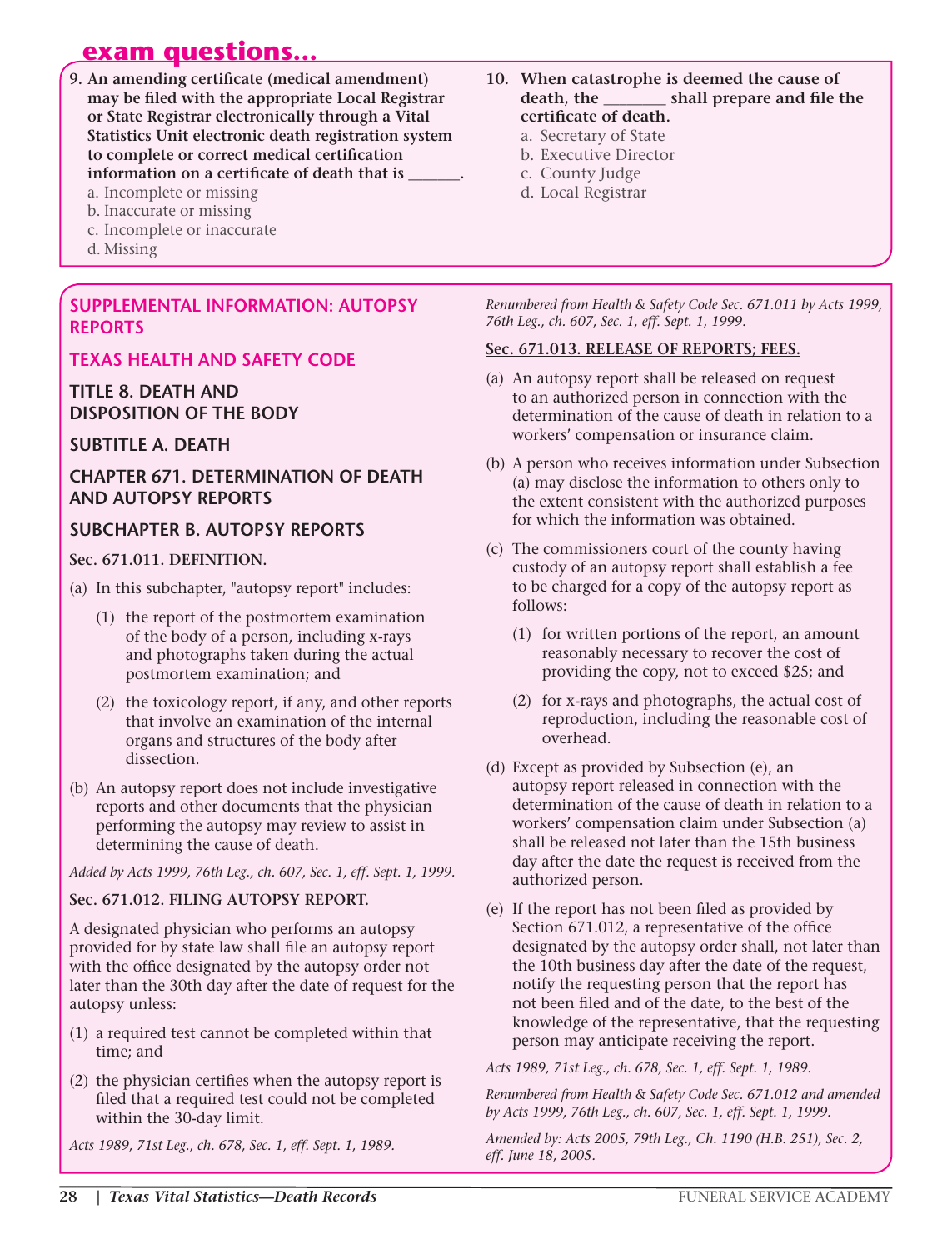## exam questions...

**9. An amending certificate (medical amendment) may be filed with the appropriate Local Registrar or State Registrar electronically through a Vital Statistics Unit electronic death registration system to complete or correct medical certification information on a certificate of death that is _______.**

a. Incomplete or missing
b. Inaccurate or missing
c. Incomplete or inaccurate
d. Missing

**10. When catastrophe is deemed the cause of death, the ________ shall prepare and file the certificate of death.**

a. Secretary of State
b. Executive Director
c. County Judge
d. Local Registrar

## SUPPLEMENTAL INFORMATION: AUTOPSY REPORTS

## TEXAS HEALTH AND SAFETY CODE

### TITLE 8. DEATH AND DISPOSITION OF THE BODY

### SUBTITLE A. DEATH

### CHAPTER 671. DETERMINATION OF DEATH AND AUTOPSY REPORTS

### SUBCHAPTER B. AUTOPSY REPORTS

**Sec. 671.011. DEFINITION.**

(a) In this subchapter, "autopsy report" includes:

(1) the report of the postmortem examination of the body of a person, including x-rays and photographs taken during the actual postmortem examination; and

(2) the toxicology report, if any, and other reports that involve an examination of the internal organs and structures of the body after dissection.

(b) An autopsy report does not include investigative reports and other documents that the physician performing the autopsy may review to assist in determining the cause of death.

*Added by Acts 1999, 76th Leg., ch. 607, Sec. 1, eff. Sept. 1, 1999.*

**Sec. 671.012. FILING AUTOPSY REPORT.**

A designated physician who performs an autopsy provided for by state law shall file an autopsy report with the office designated by the autopsy order not later than the 30th day after the date of request for the autopsy unless:

(1) a required test cannot be completed within that time; and

(2) the physician certifies when the autopsy report is filed that a required test could not be completed within the 30-day limit.

*Acts 1989, 71st Leg., ch. 678, Sec. 1, eff. Sept. 1, 1989.*

*Renumbered from Health & Safety Code Sec. 671.011 by Acts 1999, 76th Leg., ch. 607, Sec. 1, eff. Sept. 1, 1999.*

**Sec. 671.013. RELEASE OF REPORTS; FEES.**

(a) An autopsy report shall be released on request to an authorized person in connection with the determination of the cause of death in relation to a workers' compensation or insurance claim.

(b) A person who receives information under Subsection (a) may disclose the information to others only to the extent consistent with the authorized purposes for which the information was obtained.

(c) The commissioners court of the county having custody of an autopsy report shall establish a fee to be charged for a copy of the autopsy report as follows:

(1) for written portions of the report, an amount reasonably necessary to recover the cost of providing the copy, not to exceed $25; and

(2) for x-rays and photographs, the actual cost of reproduction, including the reasonable cost of overhead.

(d) Except as provided by Subsection (e), an autopsy report released in connection with the determination of the cause of death in relation to a workers' compensation claim under Subsection (a) shall be released not later than the 15th business day after the date the request is received from the authorized person.

(e) If the report has not been filed as provided by Section 671.012, a representative of the office designated by the autopsy order shall, not later than the 10th business day after the date of the request, notify the requesting person that the report has not been filed and of the date, to the best of the knowledge of the representative, that the requesting person may anticipate receiving the report.

*Acts 1989, 71st Leg., ch. 678, Sec. 1, eff. Sept. 1, 1989.*

*Renumbered from Health & Safety Code Sec. 671.012 and amended by Acts 1999, 76th Leg., ch. 607, Sec. 1, eff. Sept. 1, 1999.*

*Amended by: Acts 2005, 79th Leg., Ch. 1190 (H.B. 251), Sec. 2, eff. June 18, 2005.*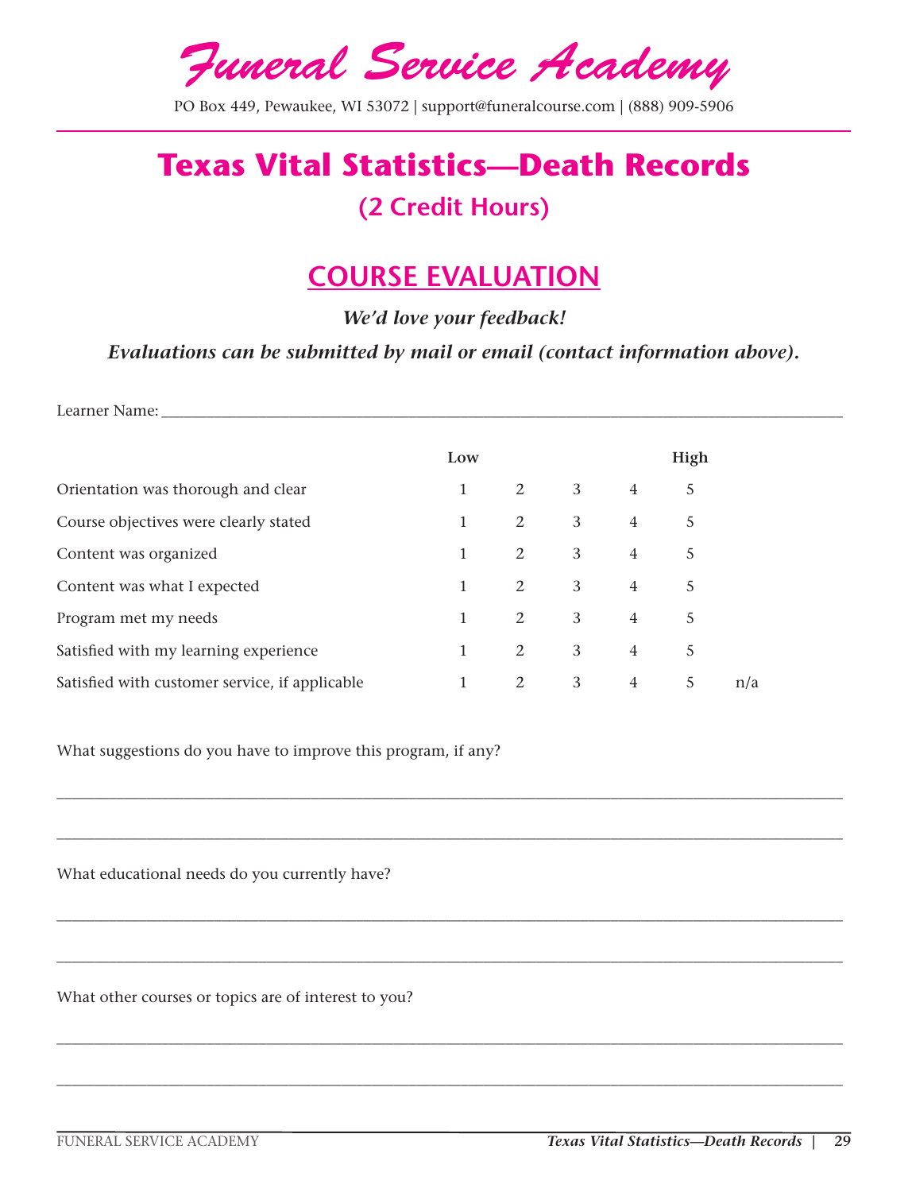# Funeral Service Academy

PO Box 449, Pewaukee, WI 53072 | support@funeralcourse.com | (888) 909-5906

## Texas Vital Statistics—Death Records

### (2 Credit Hours)

## COURSE EVALUATION

***We'd love your feedback!***

***Evaluations can be submitted by mail or email (contact information above).***

Learner Name: ______________________________________________________________

| | Low | | | | High | |
|---|---|---|---|---|---|---|
| Orientation was thorough and clear | 1 | 2 | 3 | 4 | 5 | |
| Course objectives were clearly stated | 1 | 2 | 3 | 4 | 5 | |
| Content was organized | 1 | 2 | 3 | 4 | 5 | |
| Content was what I expected | 1 | 2 | 3 | 4 | 5 | |
| Program met my needs | 1 | 2 | 3 | 4 | 5 | |
| Satisfied with my learning experience | 1 | 2 | 3 | 4 | 5 | |
| Satisfied with customer service, if applicable | 1 | 2 | 3 | 4 | 5 | n/a |

What suggestions do you have to improve this program, if any?

______________________________________________________________________________

______________________________________________________________________________

What educational needs do you currently have?

______________________________________________________________________________

______________________________________________________________________________

What other courses or topics are of interest to you?

______________________________________________________________________________

______________________________________________________________________________